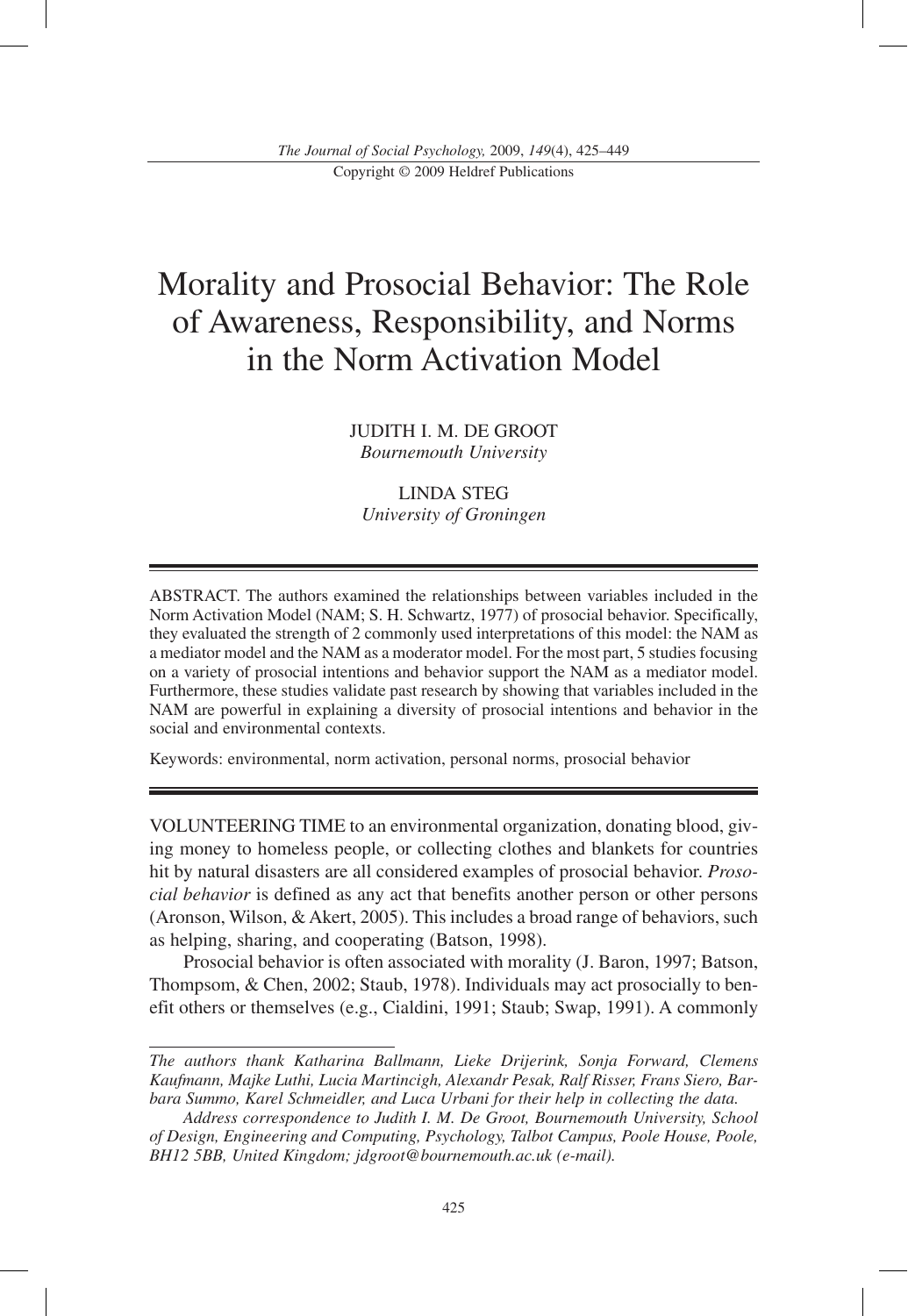# Morality and Prosocial Behavior: The Role of Awareness, Responsibility, and Norms in the Norm Activation Model

JUDITH I. M. DE GROOT
*Bournemouth University*

LINDA STEG
*University of Groningen*

ABSTRACT. The authors examined the relationships between variables included in the Norm Activation Model (NAM; S. H. Schwartz, 1977) of prosocial behavior. Specifically, they evaluated the strength of 2 commonly used interpretations of this model: the NAM as a mediator model and the NAM as a moderator model. For the most part, 5 studies focusing on a variety of prosocial intentions and behavior support the NAM as a mediator model. Furthermore, these studies validate past research by showing that variables included in the NAM are powerful in explaining a diversity of prosocial intentions and behavior in the social and environmental contexts.

Keywords: environmental, norm activation, personal norms, prosocial behavior

VOLUNTEERING TIME to an environmental organization, donating blood, giving money to homeless people, or collecting clothes and blankets for countries hit by natural disasters are all considered examples of prosocial behavior. *Prosocial behavior* is defined as any act that benefits another person or other persons (Aronson, Wilson, & Akert, 2005). This includes a broad range of behaviors, such as helping, sharing, and cooperating (Batson, 1998).

Prosocial behavior is often associated with morality (J. Baron, 1997; Batson, Thompsom, & Chen, 2002; Staub, 1978). Individuals may act prosocially to benefit others or themselves (e.g., Cialdini, 1991; Staub; Swap, 1991). A commonly

*The authors thank Katharina Ballmann, Lieke Drijerink, Sonja Forward, Clemens Kaufmann, Majke Luthi, Lucia Martincigh, Alexandr Pesak, Ralf Risser, Frans Siero, Barbara Summo, Karel Schmeidler, and Luca Urbani for their help in collecting the data.*

*Address correspondence to Judith I. M. De Groot, Bournemouth University, School of Design, Engineering and Computing, Psychology, Talbot Campus, Poole House, Poole, BH12 5BB, United Kingdom; jdgroot@bournemouth.ac.uk (e-mail).*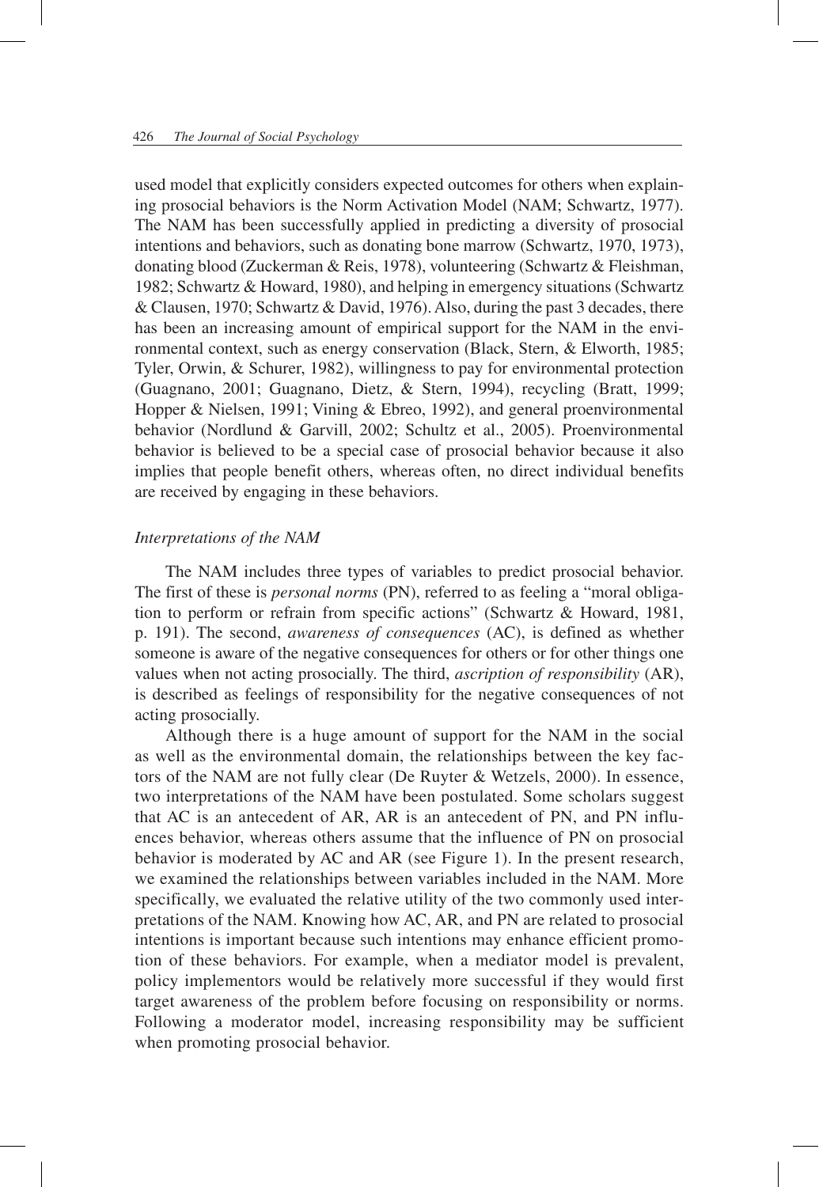used model that explicitly considers expected outcomes for others when explaining prosocial behaviors is the Norm Activation Model (NAM; Schwartz, 1977). The NAM has been successfully applied in predicting a diversity of prosocial intentions and behaviors, such as donating bone marrow (Schwartz, 1970, 1973), donating blood (Zuckerman & Reis, 1978), volunteering (Schwartz & Fleishman, 1982; Schwartz & Howard, 1980), and helping in emergency situations (Schwartz & Clausen, 1970; Schwartz & David, 1976). Also, during the past 3 decades, there has been an increasing amount of empirical support for the NAM in the environmental context, such as energy conservation (Black, Stern, & Elworth, 1985; Tyler, Orwin, & Schurer, 1982), willingness to pay for environmental protection (Guagnano, 2001; Guagnano, Dietz, & Stern, 1994), recycling (Bratt, 1999; Hopper & Nielsen, 1991; Vining & Ebreo, 1992), and general proenvironmental behavior (Nordlund & Garvill, 2002; Schultz et al., 2005). Proenvironmental behavior is believed to be a special case of prosocial behavior because it also implies that people benefit others, whereas often, no direct individual benefits are received by engaging in these behaviors.

### *Interpretations of the NAM*

The NAM includes three types of variables to predict prosocial behavior. The first of these is *personal norms* (PN), referred to as feeling a "moral obligation to perform or refrain from specific actions" (Schwartz & Howard, 1981, p. 191). The second, *awareness of consequences* (AC), is defined as whether someone is aware of the negative consequences for others or for other things one values when not acting prosocially. The third, *ascription of responsibility* (AR), is described as feelings of responsibility for the negative consequences of not acting prosocially.

Although there is a huge amount of support for the NAM in the social as well as the environmental domain, the relationships between the key factors of the NAM are not fully clear (De Ruyter & Wetzels, 2000). In essence, two interpretations of the NAM have been postulated. Some scholars suggest that AC is an antecedent of AR, AR is an antecedent of PN, and PN influences behavior, whereas others assume that the influence of PN on prosocial behavior is moderated by AC and AR (see Figure 1). In the present research, we examined the relationships between variables included in the NAM. More specifically, we evaluated the relative utility of the two commonly used interpretations of the NAM. Knowing how AC, AR, and PN are related to prosocial intentions is important because such intentions may enhance efficient promotion of these behaviors. For example, when a mediator model is prevalent, policy implementors would be relatively more successful if they would first target awareness of the problem before focusing on responsibility or norms. Following a moderator model, increasing responsibility may be sufficient when promoting prosocial behavior.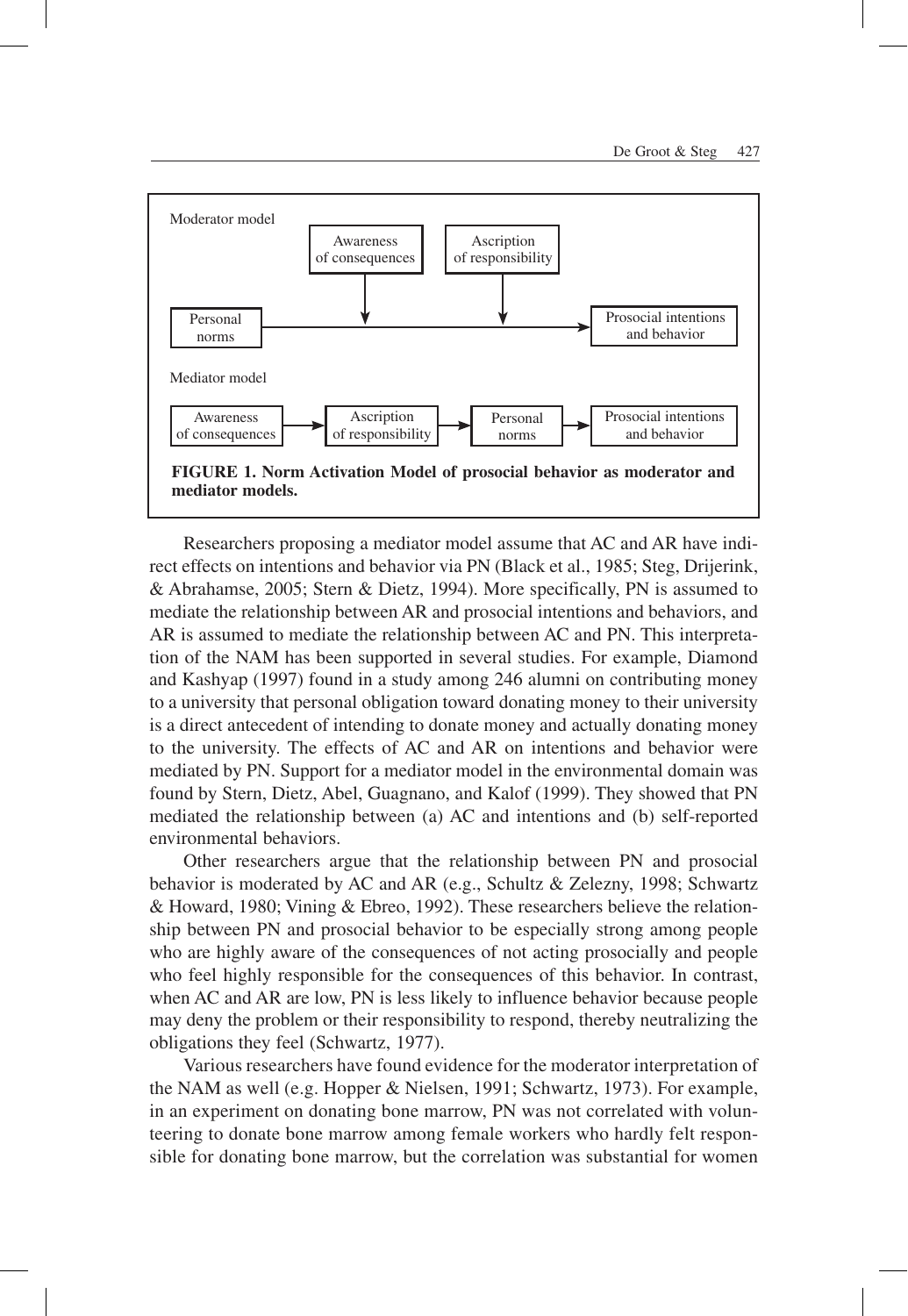Moderator model

Awareness of consequences | Ascription of responsibility

Personal norms → Prosocial intentions and behavior

Mediator model

Awareness of consequences → Ascription of responsibility → Personal norms → Prosocial intentions and behavior

**FIGURE 1. Norm Activation Model of prosocial behavior as moderator and mediator models.**

Researchers proposing a mediator model assume that AC and AR have indirect effects on intentions and behavior via PN (Black et al., 1985; Steg, Drijerink, & Abrahamse, 2005; Stern & Dietz, 1994). More specifically, PN is assumed to mediate the relationship between AR and prosocial intentions and behaviors, and AR is assumed to mediate the relationship between AC and PN. This interpretation of the NAM has been supported in several studies. For example, Diamond and Kashyap (1997) found in a study among 246 alumni on contributing money to a university that personal obligation toward donating money to their university is a direct antecedent of intending to donate money and actually donating money to the university. The effects of AC and AR on intentions and behavior were mediated by PN. Support for a mediator model in the environmental domain was found by Stern, Dietz, Abel, Guagnano, and Kalof (1999). They showed that PN mediated the relationship between (a) AC and intentions and (b) self-reported environmental behaviors.

Other researchers argue that the relationship between PN and prosocial behavior is moderated by AC and AR (e.g., Schultz & Zelezny, 1998; Schwartz & Howard, 1980; Vining & Ebreo, 1992). These researchers believe the relationship between PN and prosocial behavior to be especially strong among people who are highly aware of the consequences of not acting prosocially and people who feel highly responsible for the consequences of this behavior. In contrast, when AC and AR are low, PN is less likely to influence behavior because people may deny the problem or their responsibility to respond, thereby neutralizing the obligations they feel (Schwartz, 1977).

Various researchers have found evidence for the moderator interpretation of the NAM as well (e.g. Hopper & Nielsen, 1991; Schwartz, 1973). For example, in an experiment on donating bone marrow, PN was not correlated with volunteering to donate bone marrow among female workers who hardly felt responsible for donating bone marrow, but the correlation was substantial for women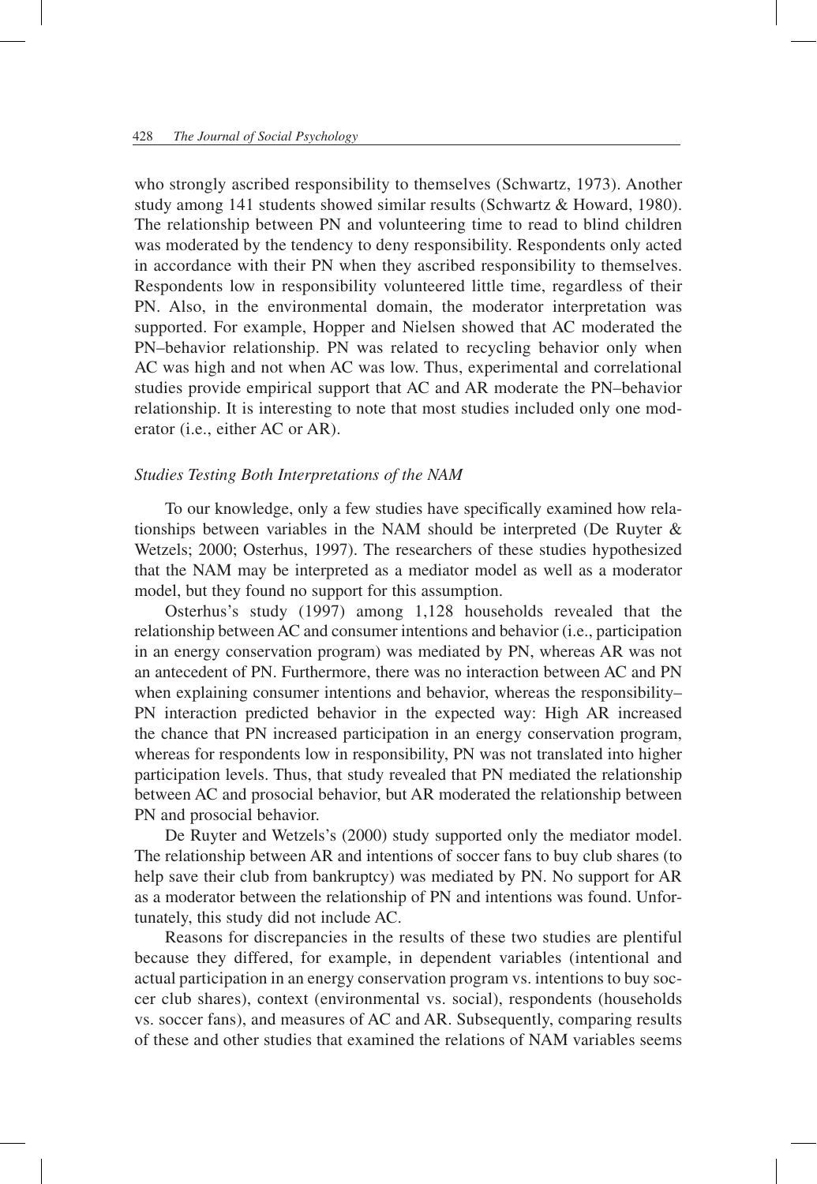who strongly ascribed responsibility to themselves (Schwartz, 1973). Another study among 141 students showed similar results (Schwartz & Howard, 1980). The relationship between PN and volunteering time to read to blind children was moderated by the tendency to deny responsibility. Respondents only acted in accordance with their PN when they ascribed responsibility to themselves. Respondents low in responsibility volunteered little time, regardless of their PN. Also, in the environmental domain, the moderator interpretation was supported. For example, Hopper and Nielsen showed that AC moderated the PN–behavior relationship. PN was related to recycling behavior only when AC was high and not when AC was low. Thus, experimental and correlational studies provide empirical support that AC and AR moderate the PN–behavior relationship. It is interesting to note that most studies included only one moderator (i.e., either AC or AR).

### *Studies Testing Both Interpretations of the NAM*

To our knowledge, only a few studies have specifically examined how relationships between variables in the NAM should be interpreted (De Ruyter & Wetzels; 2000; Osterhus, 1997). The researchers of these studies hypothesized that the NAM may be interpreted as a mediator model as well as a moderator model, but they found no support for this assumption.

Osterhus's study (1997) among 1,128 households revealed that the relationship between AC and consumer intentions and behavior (i.e., participation in an energy conservation program) was mediated by PN, whereas AR was not an antecedent of PN. Furthermore, there was no interaction between AC and PN when explaining consumer intentions and behavior, whereas the responsibility–PN interaction predicted behavior in the expected way: High AR increased the chance that PN increased participation in an energy conservation program, whereas for respondents low in responsibility, PN was not translated into higher participation levels. Thus, that study revealed that PN mediated the relationship between AC and prosocial behavior, but AR moderated the relationship between PN and prosocial behavior.

De Ruyter and Wetzels's (2000) study supported only the mediator model. The relationship between AR and intentions of soccer fans to buy club shares (to help save their club from bankruptcy) was mediated by PN. No support for AR as a moderator between the relationship of PN and intentions was found. Unfortunately, this study did not include AC.

Reasons for discrepancies in the results of these two studies are plentiful because they differed, for example, in dependent variables (intentional and actual participation in an energy conservation program vs. intentions to buy soccer club shares), context (environmental vs. social), respondents (households vs. soccer fans), and measures of AC and AR. Subsequently, comparing results of these and other studies that examined the relations of NAM variables seems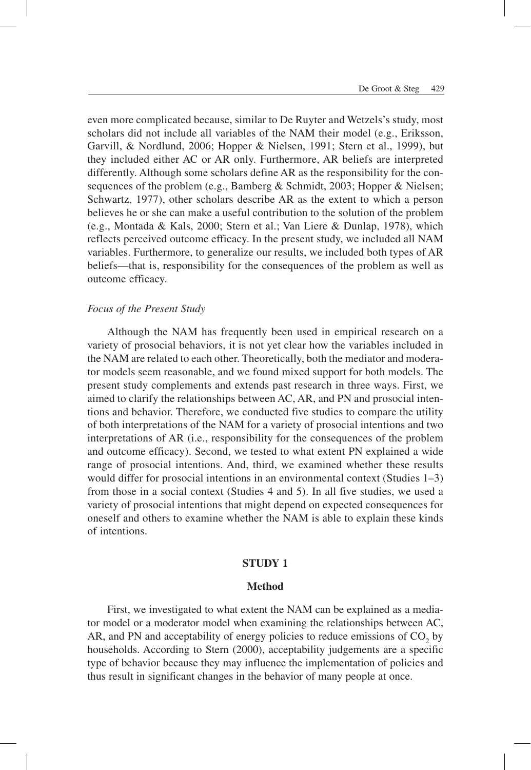even more complicated because, similar to De Ruyter and Wetzels's study, most scholars did not include all variables of the NAM their model (e.g., Eriksson, Garvill, & Nordlund, 2006; Hopper & Nielsen, 1991; Stern et al., 1999), but they included either AC or AR only. Furthermore, AR beliefs are interpreted differently. Although some scholars define AR as the responsibility for the consequences of the problem (e.g., Bamberg & Schmidt, 2003; Hopper & Nielsen; Schwartz, 1977), other scholars describe AR as the extent to which a person believes he or she can make a useful contribution to the solution of the problem (e.g., Montada & Kals, 2000; Stern et al.; Van Liere & Dunlap, 1978), which reflects perceived outcome efficacy. In the present study, we included all NAM variables. Furthermore, to generalize our results, we included both types of AR beliefs—that is, responsibility for the consequences of the problem as well as outcome efficacy.

### *Focus of the Present Study*

Although the NAM has frequently been used in empirical research on a variety of prosocial behaviors, it is not yet clear how the variables included in the NAM are related to each other. Theoretically, both the mediator and moderator models seem reasonable, and we found mixed support for both models. The present study complements and extends past research in three ways. First, we aimed to clarify the relationships between AC, AR, and PN and prosocial intentions and behavior. Therefore, we conducted five studies to compare the utility of both interpretations of the NAM for a variety of prosocial intentions and two interpretations of AR (i.e., responsibility for the consequences of the problem and outcome efficacy). Second, we tested to what extent PN explained a wide range of prosocial intentions. And, third, we examined whether these results would differ for prosocial intentions in an environmental context (Studies 1–3) from those in a social context (Studies 4 and 5). In all five studies, we used a variety of prosocial intentions that might depend on expected consequences for oneself and others to examine whether the NAM is able to explain these kinds of intentions.

## STUDY 1

### Method

First, we investigated to what extent the NAM can be explained as a mediator model or a moderator model when examining the relationships between AC, AR, and PN and acceptability of energy policies to reduce emissions of $CO_2$ by households. According to Stern (2000), acceptability judgements are a specific type of behavior because they may influence the implementation of policies and thus result in significant changes in the behavior of many people at once.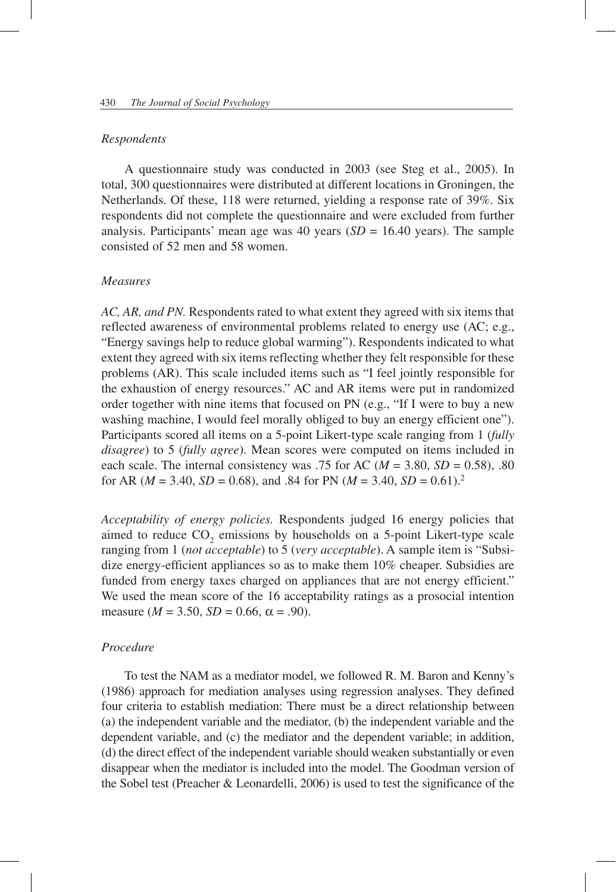*Respondents*

A questionnaire study was conducted in 2003 (see Steg et al., 2005). In total, 300 questionnaires were distributed at different locations in Groningen, the Netherlands. Of these, 118 were returned, yielding a response rate of 39%. Six respondents did not complete the questionnaire and were excluded from further analysis. Participants' mean age was 40 years ($SD$ = 16.40 years). The sample consisted of 52 men and 58 women.

*Measures*

*AC, AR, and PN.* Respondents rated to what extent they agreed with six items that reflected awareness of environmental problems related to energy use (AC; e.g., "Energy savings help to reduce global warming"). Respondents indicated to what extent they agreed with six items reflecting whether they felt responsible for these problems (AR). This scale included items such as "I feel jointly responsible for the exhaustion of energy resources." AC and AR items were put in randomized order together with nine items that focused on PN (e.g., "If I were to buy a new washing machine, I would feel morally obliged to buy an energy efficient one"). Participants scored all items on a 5-point Likert-type scale ranging from 1 (*fully disagree*) to 5 (*fully agree*). Mean scores were computed on items included in each scale. The internal consistency was .75 for AC ($M$ = 3.80, $SD$ = 0.58), .80 for AR ($M$ = 3.40, $SD$ = 0.68), and .84 for PN ($M$ = 3.40, $SD$ = 0.61).[2]

*Acceptability of energy policies.* Respondents judged 16 energy policies that aimed to reduce $CO_2$ emissions by households on a 5-point Likert-type scale ranging from 1 (*not acceptable*) to 5 (*very acceptable*). A sample item is "Subsidize energy-efficient appliances so as to make them 10% cheaper. Subsidies are funded from energy taxes charged on appliances that are not energy efficient." We used the mean score of the 16 acceptability ratings as a prosocial intention measure ($M$ = 3.50, $SD$ = 0.66, $\alpha$ = .90).

*Procedure*

To test the NAM as a mediator model, we followed R. M. Baron and Kenny's (1986) approach for mediation analyses using regression analyses. They defined four criteria to establish mediation: There must be a direct relationship between (a) the independent variable and the mediator, (b) the independent variable and the dependent variable, and (c) the mediator and the dependent variable; in addition, (d) the direct effect of the independent variable should weaken substantially or even disappear when the mediator is included into the model. The Goodman version of the Sobel test (Preacher & Leonardelli, 2006) is used to test the significance of the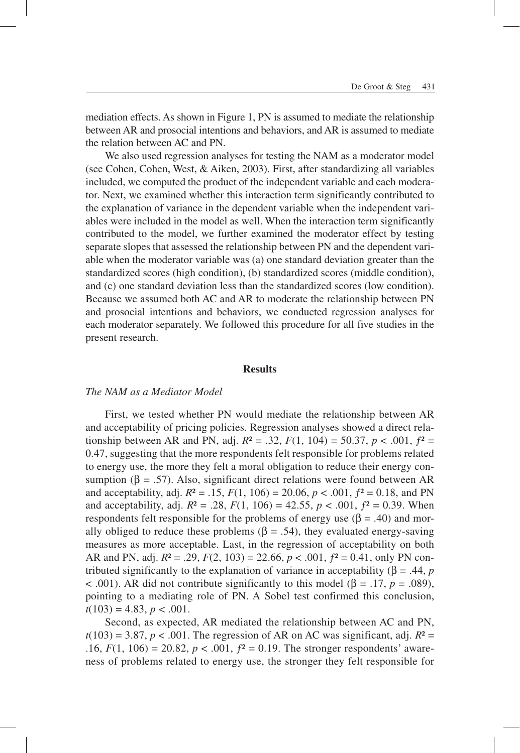mediation effects. As shown in Figure 1, PN is assumed to mediate the relationship between AR and prosocial intentions and behaviors, and AR is assumed to mediate the relation between AC and PN.

We also used regression analyses for testing the NAM as a moderator model (see Cohen, Cohen, West, & Aiken, 2003). First, after standardizing all variables included, we computed the product of the independent variable and each moderator. Next, we examined whether this interaction term significantly contributed to the explanation of variance in the dependent variable when the independent variables were included in the model as well. When the interaction term significantly contributed to the model, we further examined the moderator effect by testing separate slopes that assessed the relationship between PN and the dependent variable when the moderator variable was (a) one standard deviation greater than the standardized scores (high condition), (b) standardized scores (middle condition), and (c) one standard deviation less than the standardized scores (low condition). Because we assumed both AC and AR to moderate the relationship between PN and prosocial intentions and behaviors, we conducted regression analyses for each moderator separately. We followed this procedure for all five studies in the present research.

## Results

### *The NAM as a Mediator Model*

First, we tested whether PN would mediate the relationship between AR and acceptability of pricing policies. Regression analyses showed a direct relationship between AR and PN, adj. $R^2 = .32$, $F(1, 104) = 50.37$, $p < .001$, $f^2 = 0.47$, suggesting that the more respondents felt responsible for problems related to energy use, the more they felt a moral obligation to reduce their energy consumption ($\beta = .57$). Also, significant direct relations were found between AR and acceptability, adj. $R^2 = .15$, $F(1, 106) = 20.06$, $p < .001$, $f^2 = 0.18$, and PN and acceptability, adj. $R^2 = .28$, $F(1, 106) = 42.55$, $p < .001$, $f^2 = 0.39$. When respondents felt responsible for the problems of energy use ($\beta = .40$) and morally obliged to reduce these problems ($\beta = .54$), they evaluated energy-saving measures as more acceptable. Last, in the regression of acceptability on both AR and PN, adj. $R^2 = .29$, $F(2, 103) = 22.66$, $p < .001$, $f^2 = 0.41$, only PN contributed significantly to the explanation of variance in acceptability ($\beta = .44$, $p < .001$). AR did not contribute significantly to this model ($\beta = .17$, $p = .089$), pointing to a mediating role of PN. A Sobel test confirmed this conclusion, $t(103) = 4.83$, $p < .001$.

Second, as expected, AR mediated the relationship between AC and PN, $t(103) = 3.87$, $p < .001$. The regression of AR on AC was significant, adj. $R^2 = .16$, $F(1, 106) = 20.82$, $p < .001$, $f^2 = 0.19$. The stronger respondents' awareness of problems related to energy use, the stronger they felt responsible for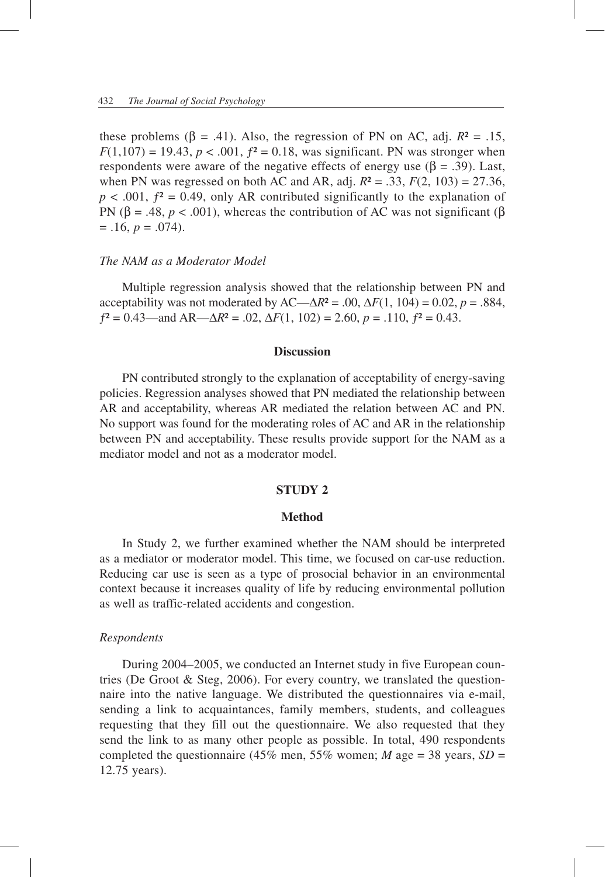these problems ($\beta = .41$). Also, the regression of PN on AC, adj. $R^2 = .15$, $F(1,107) = 19.43$, $p < .001$, $f^2 = 0.18$, was significant. PN was stronger when respondents were aware of the negative effects of energy use ($\beta = .39$). Last, when PN was regressed on both AC and AR, adj. $R^2 = .33$, $F(2, 103) = 27.36$, $p < .001$, $f^2 = 0.49$, only AR contributed significantly to the explanation of PN ($\beta = .48$, $p < .001$), whereas the contribution of AC was not significant ($\beta = .16$, $p = .074$).

### *The NAM as a Moderator Model*

Multiple regression analysis showed that the relationship between PN and acceptability was not moderated by AC—$\Delta R^2 = .00$, $\Delta F(1, 104) = 0.02$, $p = .884$, $f^2 = 0.43$—and AR—$\Delta R^2 = .02$, $\Delta F(1, 102) = 2.60$, $p = .110$, $f^2 = 0.43$.

## Discussion

PN contributed strongly to the explanation of acceptability of energy-saving policies. Regression analyses showed that PN mediated the relationship between AR and acceptability, whereas AR mediated the relation between AC and PN. No support was found for the moderating roles of AC and AR in the relationship between PN and acceptability. These results provide support for the NAM as a mediator model and not as a moderator model.

# STUDY 2

## Method

In Study 2, we further examined whether the NAM should be interpreted as a mediator or moderator model. This time, we focused on car-use reduction. Reducing car use is seen as a type of prosocial behavior in an environmental context because it increases quality of life by reducing environmental pollution as well as traffic-related accidents and congestion.

### *Respondents*

During 2004–2005, we conducted an Internet study in five European countries (De Groot & Steg, 2006). For every country, we translated the questionnaire into the native language. We distributed the questionnaires via e-mail, sending a link to acquaintances, family members, students, and colleagues requesting that they fill out the questionnaire. We also requested that they send the link to as many other people as possible. In total, 490 respondents completed the questionnaire (45% men, 55% women; *M* age = 38 years, *SD* = 12.75 years).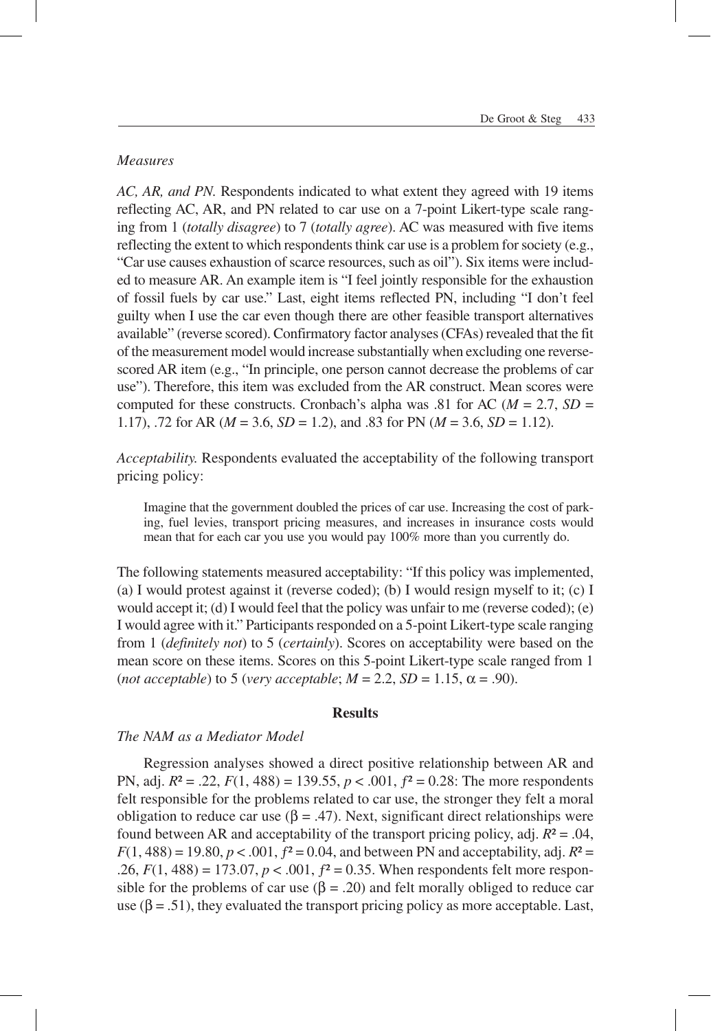### *Measures*

*AC, AR, and PN.* Respondents indicated to what extent they agreed with 19 items reflecting AC, AR, and PN related to car use on a 7-point Likert-type scale ranging from 1 (*totally disagree*) to 7 (*totally agree*). AC was measured with five items reflecting the extent to which respondents think car use is a problem for society (e.g., "Car use causes exhaustion of scarce resources, such as oil"). Six items were included to measure AR. An example item is "I feel jointly responsible for the exhaustion of fossil fuels by car use." Last, eight items reflected PN, including "I don't feel guilty when I use the car even though there are other feasible transport alternatives available" (reverse scored). Confirmatory factor analyses (CFAs) revealed that the fit of the measurement model would increase substantially when excluding one reverse-scored AR item (e.g., "In principle, one person cannot decrease the problems of car use"). Therefore, this item was excluded from the AR construct. Mean scores were computed for these constructs. Cronbach's alpha was .81 for AC ($M$ = 2.7, $SD$ = 1.17), .72 for AR ($M$ = 3.6, $SD$ = 1.2), and .83 for PN ($M$ = 3.6, $SD$ = 1.12).

*Acceptability.* Respondents evaluated the acceptability of the following transport pricing policy:

> Imagine that the government doubled the prices of car use. Increasing the cost of parking, fuel levies, transport pricing measures, and increases in insurance costs would mean that for each car you use you would pay 100% more than you currently do.

The following statements measured acceptability: "If this policy was implemented, (a) I would protest against it (reverse coded); (b) I would resign myself to it; (c) I would accept it; (d) I would feel that the policy was unfair to me (reverse coded); (e) I would agree with it." Participants responded on a 5-point Likert-type scale ranging from 1 (*definitely not*) to 5 (*certainly*). Scores on acceptability were based on the mean score on these items. Scores on this 5-point Likert-type scale ranged from 1 (*not acceptable*) to 5 (*very acceptable*; $M$ = 2.2, $SD$ = 1.15, $\alpha$ = .90).

## Results

### *The NAM as a Mediator Model*

Regression analyses showed a direct positive relationship between AR and PN, adj. $R^2$ = .22, $F(1, 488)$ = 139.55, $p$ < .001, $f^2$ = 0.28: The more respondents felt responsible for the problems related to car use, the stronger they felt a moral obligation to reduce car use ($\beta$ = .47). Next, significant direct relationships were found between AR and acceptability of the transport pricing policy, adj. $R^2$ = .04, $F(1, 488)$ = 19.80, $p$ < .001, $f^2$ = 0.04, and between PN and acceptability, adj. $R^2$ = .26, $F(1, 488)$ = 173.07, $p$ < .001, $f^2$ = 0.35. When respondents felt more responsible for the problems of car use ($\beta$ = .20) and felt morally obliged to reduce car use ($\beta$ = .51), they evaluated the transport pricing policy as more acceptable. Last,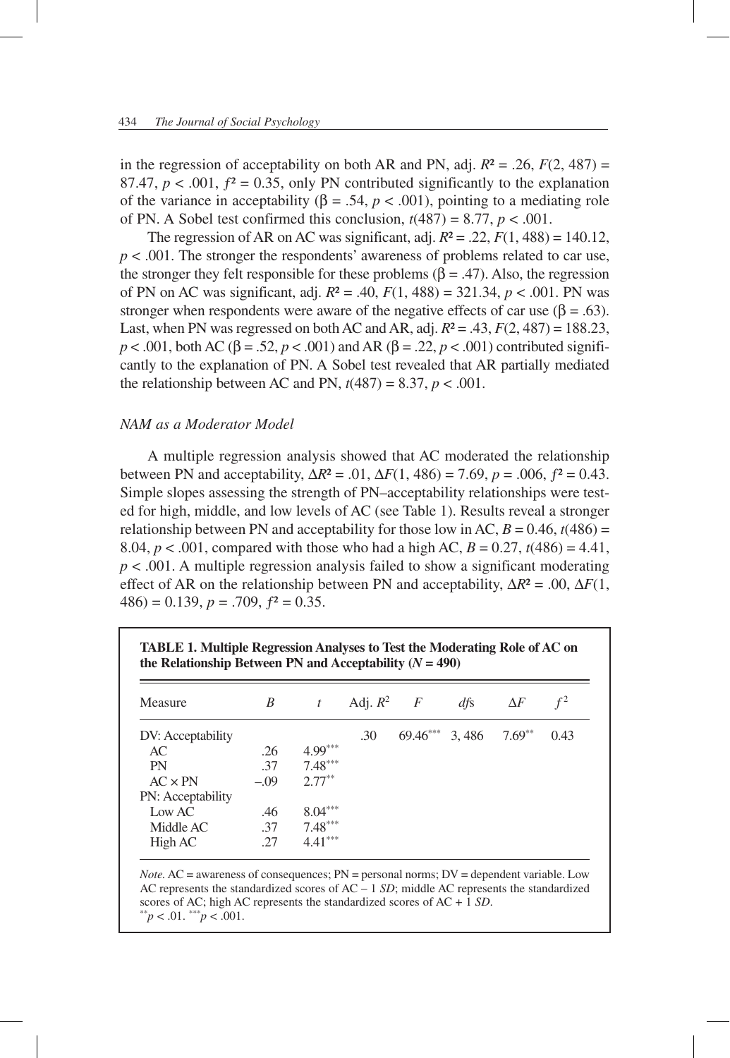in the regression of acceptability on both AR and PN, adj. $R^2 = .26$, $F(2, 487) = 87.47$, $p < .001$, $f^2 = 0.35$, only PN contributed significantly to the explanation of the variance in acceptability ($\beta = .54$, $p < .001$), pointing to a mediating role of PN. A Sobel test confirmed this conclusion, $t(487) = 8.77$, $p < .001$.

The regression of AR on AC was significant, adj. $R^2 = .22$, $F(1, 488) = 140.12$, $p < .001$. The stronger the respondents' awareness of problems related to car use, the stronger they felt responsible for these problems ($\beta = .47$). Also, the regression of PN on AC was significant, adj. $R^2 = .40$, $F(1, 488) = 321.34$, $p < .001$. PN was stronger when respondents were aware of the negative effects of car use ($\beta = .63$). Last, when PN was regressed on both AC and AR, adj. $R^2 = .43$, $F(2, 487) = 188.23$, $p < .001$, both AC ($\beta = .52$, $p < .001$) and AR ($\beta = .22$, $p < .001$) contributed significantly to the explanation of PN. A Sobel test revealed that AR partially mediated the relationship between AC and PN, $t(487) = 8.37$, $p < .001$.

### *NAM as a Moderator Model*

A multiple regression analysis showed that AC moderated the relationship between PN and acceptability, $\Delta R^2 = .01$, $\Delta F(1, 486) = 7.69$, $p = .006$, $f^2 = 0.43$. Simple slopes assessing the strength of PN–acceptability relationships were tested for high, middle, and low levels of AC (see Table 1). Results reveal a stronger relationship between PN and acceptability for those low in AC, $B = 0.46$, $t(486) = 8.04$, $p < .001$, compared with those who had a high AC, $B = 0.27$, $t(486) = 4.41$, $p < .001$. A multiple regression analysis failed to show a significant moderating effect of AR on the relationship between PN and acceptability, $\Delta R^2 = .00$, $\Delta F(1, 486) = 0.139$, $p = .709$, $f^2 = 0.35$.

**TABLE 1. Multiple Regression Analyses to Test the Moderating Role of AC on the Relationship Between PN and Acceptability ($N = 490$)**

| Measure | $B$ | $t$ | Adj. $R^2$ | $F$ | *df*s | $\Delta F$ | $f^2$ |
|---|---|---|---|---|---|---|---|
| DV: Acceptability | | | .30 | 69.46*** | 3, 486 | 7.69** | 0.43 |
| AC | .26 | 4.99*** | | | | | |
| PN | .37 | 7.48*** | | | | | |
| AC × PN | –.09 | 2.77** | | | | | |
| PN: Acceptability | | | | | | | |
| Low AC | .46 | 8.04*** | | | | | |
| Middle AC | .37 | 7.48*** | | | | | |
| High AC | .27 | 4.41*** | | | | | |

*Note.* AC = awareness of consequences; PN = personal norms; DV = dependent variable. Low AC represents the standardized scores of AC – 1 *SD*; middle AC represents the standardized scores of AC; high AC represents the standardized scores of AC + 1 *SD*.
** $p < .01$. *** $p < .001$.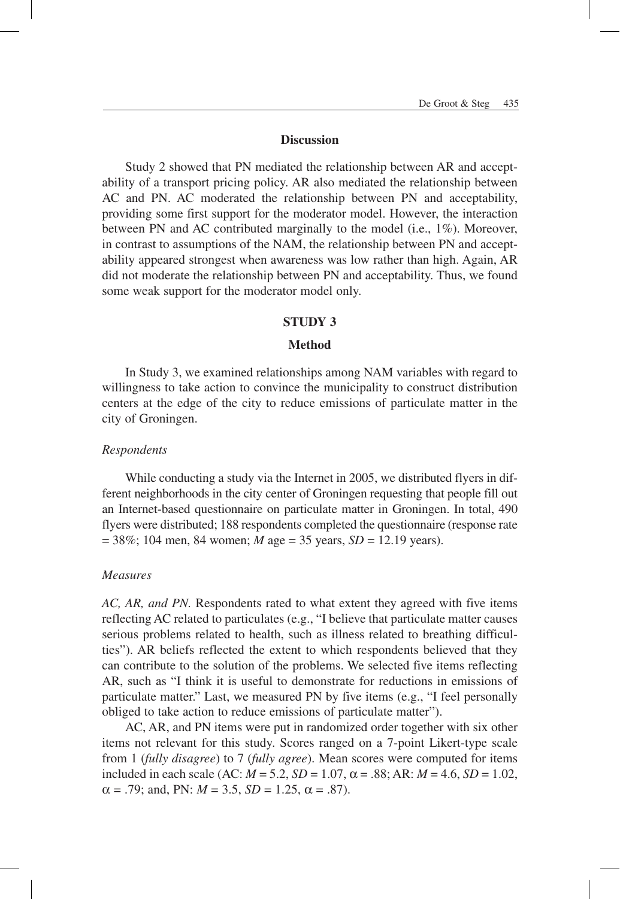## Discussion

Study 2 showed that PN mediated the relationship between AR and acceptability of a transport pricing policy. AR also mediated the relationship between AC and PN. AC moderated the relationship between PN and acceptability, providing some first support for the moderator model. However, the interaction between PN and AC contributed marginally to the model (i.e., 1%). Moreover, in contrast to assumptions of the NAM, the relationship between PN and acceptability appeared strongest when awareness was low rather than high. Again, AR did not moderate the relationship between PN and acceptability. Thus, we found some weak support for the moderator model only.

# STUDY 3

## Method

In Study 3, we examined relationships among NAM variables with regard to willingness to take action to convince the municipality to construct distribution centers at the edge of the city to reduce emissions of particulate matter in the city of Groningen.

### *Respondents*

While conducting a study via the Internet in 2005, we distributed flyers in different neighborhoods in the city center of Groningen requesting that people fill out an Internet-based questionnaire on particulate matter in Groningen. In total, 490 flyers were distributed; 188 respondents completed the questionnaire (response rate = 38%; 104 men, 84 women; *M* age = 35 years, *SD* = 12.19 years).

### *Measures*

*AC, AR, and PN.* Respondents rated to what extent they agreed with five items reflecting AC related to particulates (e.g., "I believe that particulate matter causes serious problems related to health, such as illness related to breathing difficulties"). AR beliefs reflected the extent to which respondents believed that they can contribute to the solution of the problems. We selected five items reflecting AR, such as "I think it is useful to demonstrate for reductions in emissions of particulate matter." Last, we measured PN by five items (e.g., "I feel personally obliged to take action to reduce emissions of particulate matter").

AC, AR, and PN items were put in randomized order together with six other items not relevant for this study. Scores ranged on a 7-point Likert-type scale from 1 (*fully disagree*) to 7 (*fully agree*). Mean scores were computed for items included in each scale (AC: $M = 5.2$, $SD = 1.07$, $\alpha = .88$; AR: $M = 4.6$, $SD = 1.02$, $\alpha = .79$; and, PN: $M = 3.5$, $SD = 1.25$, $\alpha = .87$).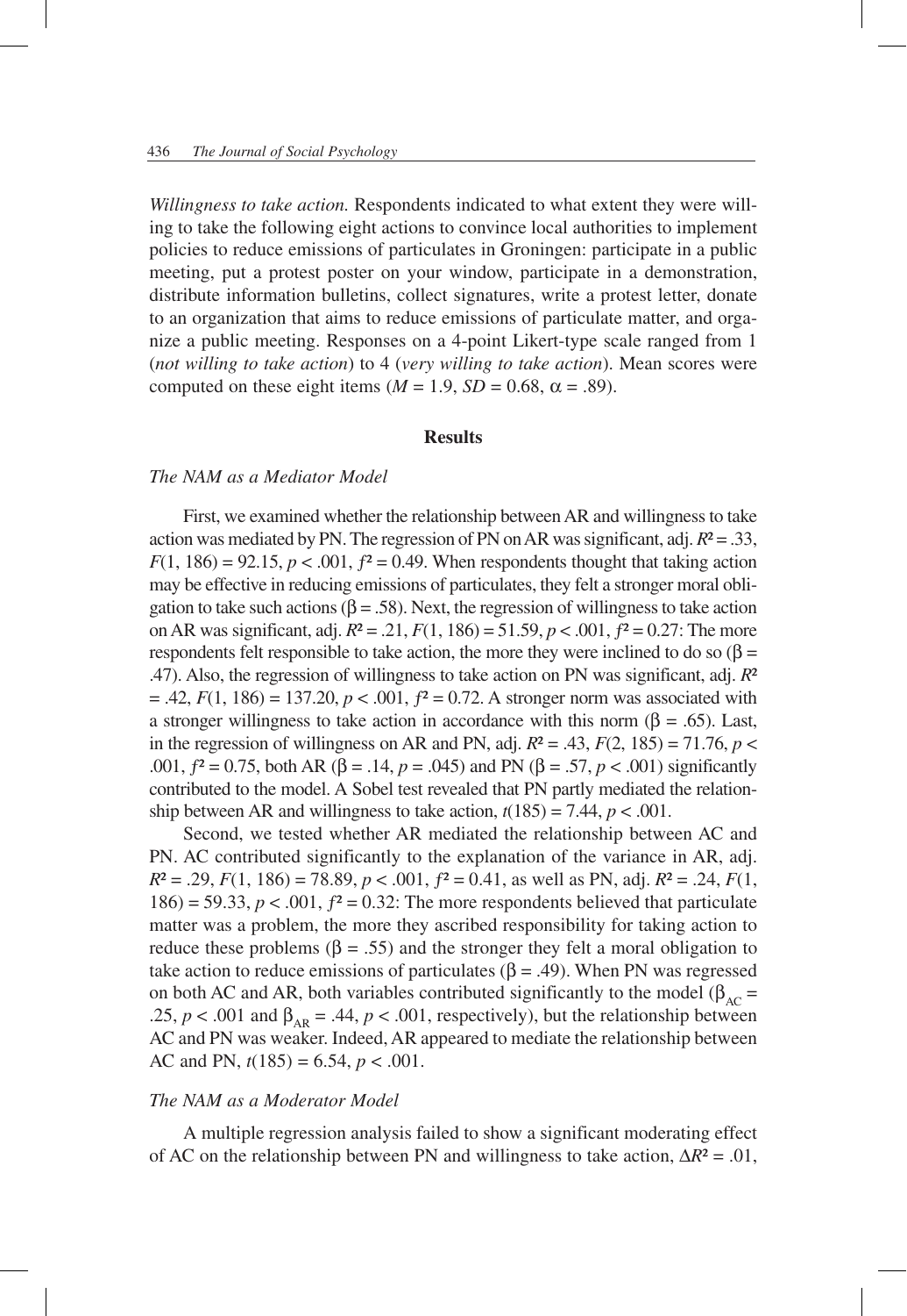*Willingness to take action.* Respondents indicated to what extent they were willing to take the following eight actions to convince local authorities to implement policies to reduce emissions of particulates in Groningen: participate in a public meeting, put a protest poster on your window, participate in a demonstration, distribute information bulletins, collect signatures, write a protest letter, donate to an organization that aims to reduce emissions of particulate matter, and organize a public meeting. Responses on a 4-point Likert-type scale ranged from 1 (*not willing to take action*) to 4 (*very willing to take action*). Mean scores were computed on these eight items ($M = 1.9$, $SD = 0.68$, $\alpha = .89$).

## Results

### *The NAM as a Mediator Model*

First, we examined whether the relationship between AR and willingness to take action was mediated by PN. The regression of PN on AR was significant, adj. $R^2 = .33$, $F(1, 186) = 92.15$, $p < .001$, $f^2 = 0.49$. When respondents thought that taking action may be effective in reducing emissions of particulates, they felt a stronger moral obligation to take such actions ($\beta = .58$). Next, the regression of willingness to take action on AR was significant, adj. $R^2 = .21$, $F(1, 186) = 51.59$, $p < .001$, $f^2 = 0.27$: The more respondents felt responsible to take action, the more they were inclined to do so ($\beta = .47$). Also, the regression of willingness to take action on PN was significant, adj. $R^2 = .42$, $F(1, 186) = 137.20$, $p < .001$, $f^2 = 0.72$. A stronger norm was associated with a stronger willingness to take action in accordance with this norm ($\beta = .65$). Last, in the regression of willingness on AR and PN, adj. $R^2 = .43$, $F(2, 185) = 71.76$, $p < .001$, $f^2 = 0.75$, both AR ($\beta = .14$, $p = .045$) and PN ($\beta = .57$, $p < .001$) significantly contributed to the model. A Sobel test revealed that PN partly mediated the relationship between AR and willingness to take action, $t(185) = 7.44$, $p < .001$.

Second, we tested whether AR mediated the relationship between AC and PN. AC contributed significantly to the explanation of the variance in AR, adj. $R^2 = .29$, $F(1, 186) = 78.89$, $p < .001$, $f^2 = 0.41$, as well as PN, adj. $R^2 = .24$, $F(1, 186) = 59.33$, $p < .001$, $f^2 = 0.32$: The more respondents believed that particulate matter was a problem, the more they ascribed responsibility for taking action to reduce these problems ($\beta = .55$) and the stronger they felt a moral obligation to take action to reduce emissions of particulates ($\beta = .49$). When PN was regressed on both AC and AR, both variables contributed significantly to the model ($\beta_{AC} = .25$, $p < .001$ and $\beta_{AR} = .44$, $p < .001$, respectively), but the relationship between AC and PN was weaker. Indeed, AR appeared to mediate the relationship between AC and PN, $t(185) = 6.54$, $p < .001$.

### *The NAM as a Moderator Model*

A multiple regression analysis failed to show a significant moderating effect of AC on the relationship between PN and willingness to take action, $\Delta R^2 = .01$,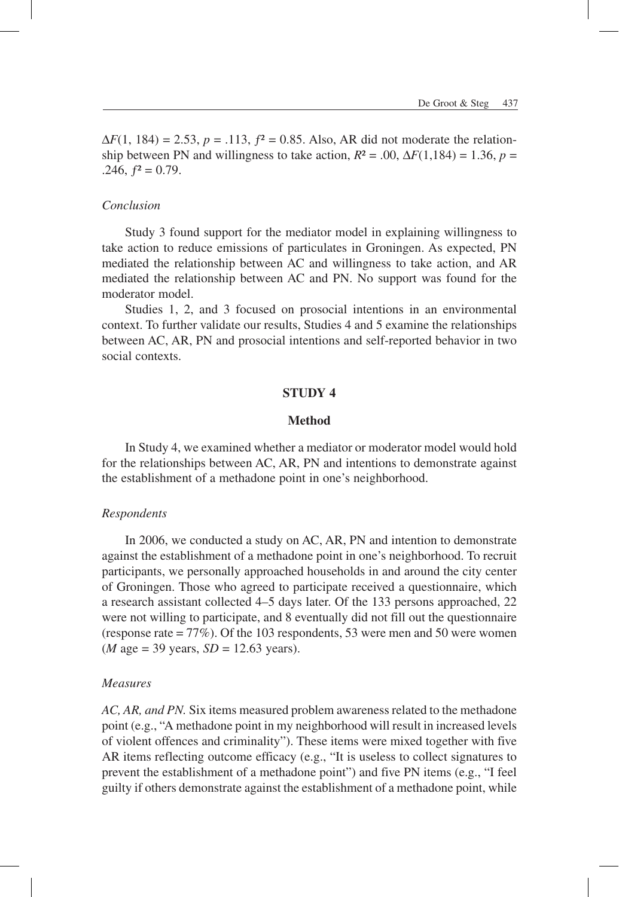$\Delta F(1, 184) = 2.53$, $p = .113$, $f^2 = 0.85$. Also, AR did not moderate the relationship between PN and willingness to take action, $R^2 = .00$, $\Delta F(1,184) = 1.36$, $p = .246$, $f^2 = 0.79$.

### *Conclusion*

Study 3 found support for the mediator model in explaining willingness to take action to reduce emissions of particulates in Groningen. As expected, PN mediated the relationship between AC and willingness to take action, and AR mediated the relationship between AC and PN. No support was found for the moderator model.

Studies 1, 2, and 3 focused on prosocial intentions in an environmental context. To further validate our results, Studies 4 and 5 examine the relationships between AC, AR, PN and prosocial intentions and self-reported behavior in two social contexts.

## STUDY 4

### Method

In Study 4, we examined whether a mediator or moderator model would hold for the relationships between AC, AR, PN and intentions to demonstrate against the establishment of a methadone point in one's neighborhood.

### *Respondents*

In 2006, we conducted a study on AC, AR, PN and intention to demonstrate against the establishment of a methadone point in one's neighborhood. To recruit participants, we personally approached households in and around the city center of Groningen. Those who agreed to participate received a questionnaire, which a research assistant collected 4–5 days later. Of the 133 persons approached, 22 were not willing to participate, and 8 eventually did not fill out the questionnaire (response rate = 77%). Of the 103 respondents, 53 were men and 50 were women ($M$ age = 39 years, $SD$ = 12.63 years).

### *Measures*

*AC, AR, and PN.* Six items measured problem awareness related to the methadone point (e.g., "A methadone point in my neighborhood will result in increased levels of violent offences and criminality"). These items were mixed together with five AR items reflecting outcome efficacy (e.g., "It is useless to collect signatures to prevent the establishment of a methadone point") and five PN items (e.g., "I feel guilty if others demonstrate against the establishment of a methadone point, while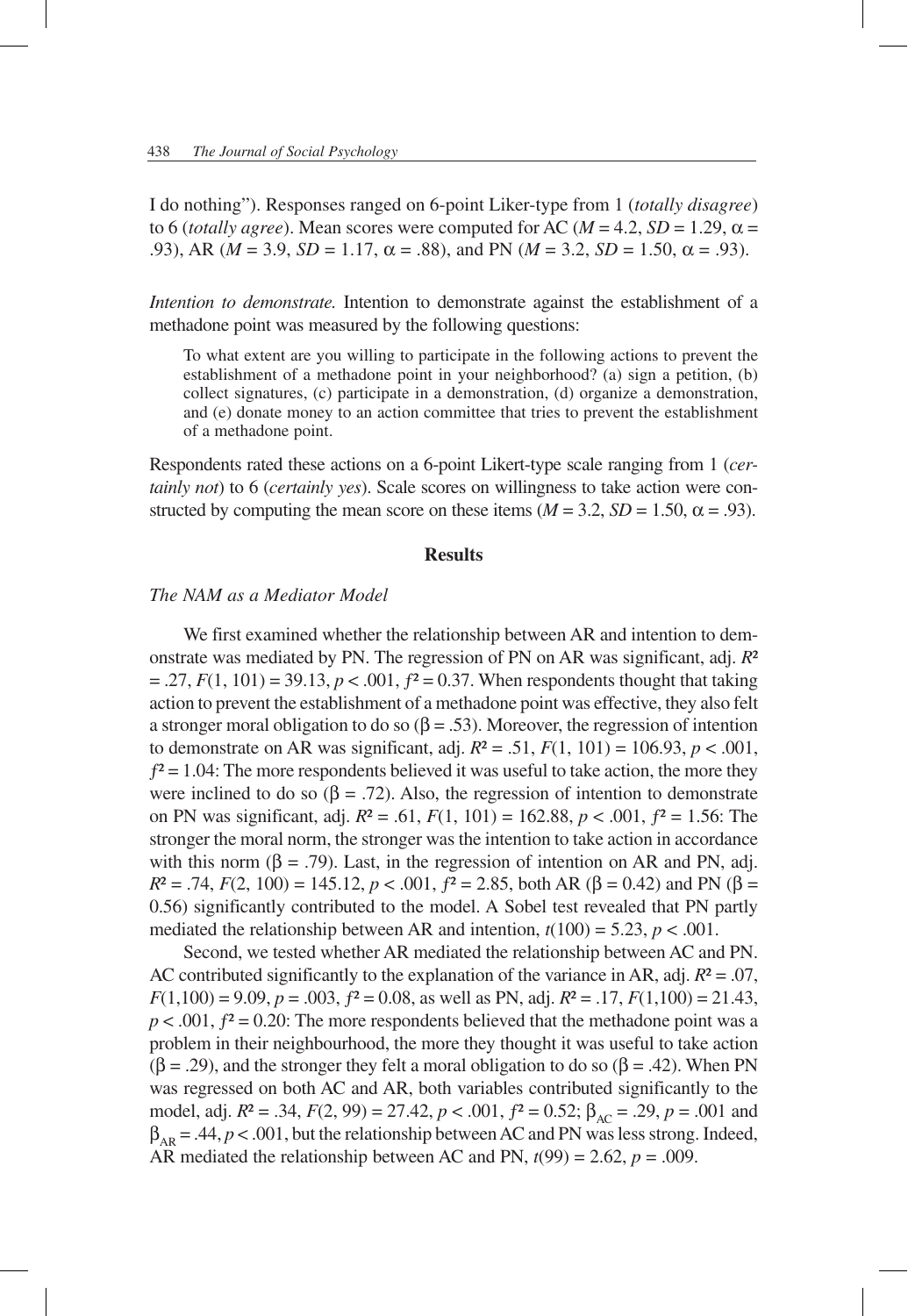I do nothing"). Responses ranged on 6-point Liker-type from 1 (*totally disagree*) to 6 (*totally agree*). Mean scores were computed for AC ($M = 4.2$, $SD = 1.29$, $\alpha = .93$), AR ($M = 3.9$, $SD = 1.17$, $\alpha = .88$), and PN ($M = 3.2$, $SD = 1.50$, $\alpha = .93$).

*Intention to demonstrate.* Intention to demonstrate against the establishment of a methadone point was measured by the following questions:

> To what extent are you willing to participate in the following actions to prevent the establishment of a methadone point in your neighborhood? (a) sign a petition, (b) collect signatures, (c) participate in a demonstration, (d) organize a demonstration, and (e) donate money to an action committee that tries to prevent the establishment of a methadone point.

Respondents rated these actions on a 6-point Likert-type scale ranging from 1 (*certainly not*) to 6 (*certainly yes*). Scale scores on willingness to take action were constructed by computing the mean score on these items ($M = 3.2$, $SD = 1.50$, $\alpha = .93$).

## Results

### *The NAM as a Mediator Model*

We first examined whether the relationship between AR and intention to demonstrate was mediated by PN. The regression of PN on AR was significant, adj. $R^2 = .27$, $F(1, 101) = 39.13$, $p < .001$, $f^2 = 0.37$. When respondents thought that taking action to prevent the establishment of a methadone point was effective, they also felt a stronger moral obligation to do so ($\beta = .53$). Moreover, the regression of intention to demonstrate on AR was significant, adj. $R^2 = .51$, $F(1, 101) = 106.93$, $p < .001$, $f^2 = 1.04$: The more respondents believed it was useful to take action, the more they were inclined to do so ($\beta = .72$). Also, the regression of intention to demonstrate on PN was significant, adj. $R^2 = .61$, $F(1, 101) = 162.88$, $p < .001$, $f^2 = 1.56$: The stronger the moral norm, the stronger was the intention to take action in accordance with this norm ($\beta = .79$). Last, in the regression of intention on AR and PN, adj. $R^2 = .74$, $F(2, 100) = 145.12$, $p < .001$, $f^2 = 2.85$, both AR ($\beta = 0.42$) and PN ($\beta = 0.56$) significantly contributed to the model. A Sobel test revealed that PN partly mediated the relationship between AR and intention, $t(100) = 5.23$, $p < .001$.

Second, we tested whether AR mediated the relationship between AC and PN. AC contributed significantly to the explanation of the variance in AR, adj. $R^2 = .07$, $F(1,100) = 9.09$, $p = .003$, $f^2 = 0.08$, as well as PN, adj. $R^2 = .17$, $F(1,100) = 21.43$, $p < .001$, $f^2 = 0.20$: The more respondents believed that the methadone point was a problem in their neighbourhood, the more they thought it was useful to take action ($\beta = .29$), and the stronger they felt a moral obligation to do so ($\beta = .42$). When PN was regressed on both AC and AR, both variables contributed significantly to the model, adj. $R^2 = .34$, $F(2, 99) = 27.42$, $p < .001$, $f^2 = 0.52$; $\beta_{AC} = .29$, $p = .001$ and $\beta_{AR} = .44$, $p < .001$, but the relationship between AC and PN was less strong. Indeed, AR mediated the relationship between AC and PN, $t(99) = 2.62$, $p = .009$.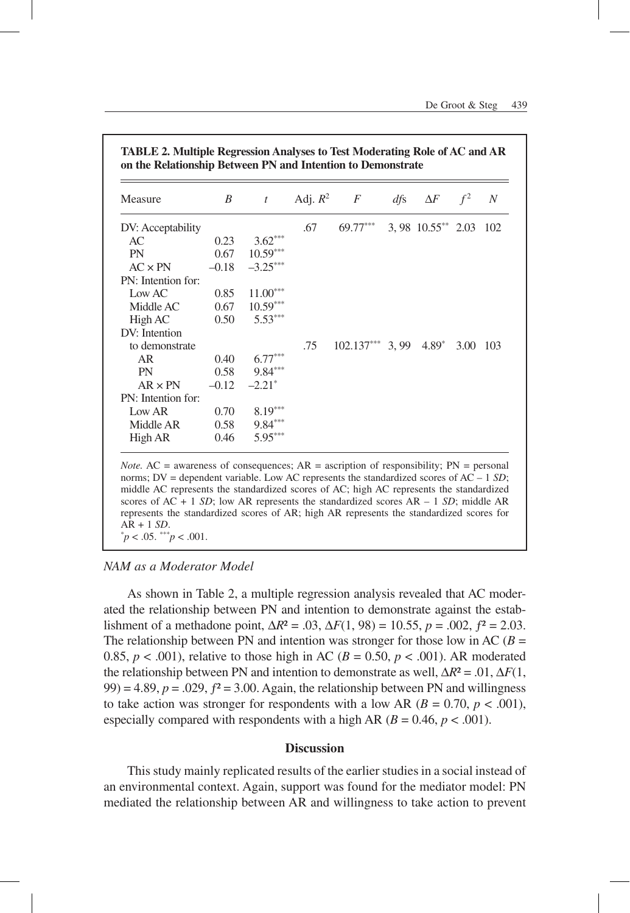**TABLE 2. Multiple Regression Analyses to Test Moderating Role of AC and AR on the Relationship Between PN and Intention to Demonstrate**

| Measure | *B* | *t* | Adj. $R^2$ | *F* | *df*s | $\Delta F$ | $f^2$ | *N* |
|---|---|---|---|---|---|---|---|---|
| DV: Acceptability | | | .67 | 69.77*** | 3, 98 | 10.55** | 2.03 | 102 |
| AC | 0.23 | 3.62*** | | | | | | |
| PN | 0.67 | 10.59*** | | | | | | |
| AC × PN | –0.18 | –3.25*** | | | | | | |
| PN: Intention for: | | | | | | | | |
| Low AC | 0.85 | 11.00*** | | | | | | |
| Middle AC | 0.67 | 10.59*** | | | | | | |
| High AC | 0.50 | 5.53*** | | | | | | |
| DV: Intention to demonstrate | | | .75 | 102.137*** | 3, 99 | 4.89* | 3.00 | 103 |
| AR | 0.40 | 6.77*** | | | | | | |
| PN | 0.58 | 9.84*** | | | | | | |
| AR × PN | –0.12 | –2.21* | | | | | | |
| PN: Intention for: | | | | | | | | |
| Low AR | 0.70 | 8.19*** | | | | | | |
| Middle AR | 0.58 | 9.84*** | | | | | | |
| High AR | 0.46 | 5.95*** | | | | | | |

*Note.* AC = awareness of consequences; AR = ascription of responsibility; PN = personal norms; DV = dependent variable. Low AC represents the standardized scores of AC – 1 *SD*; middle AC represents the standardized scores of AC; high AC represents the standardized scores of AC + 1 *SD*; low AR represents the standardized scores AR – 1 *SD*; middle AR represents the standardized scores of AR; high AR represents the standardized scores for AR + 1 *SD*.
\*$p < .05$. \*\*\*$p < .001$.

*NAM as a Moderator Model*

As shown in Table 2, a multiple regression analysis revealed that AC moderated the relationship between PN and intention to demonstrate against the establishment of a methadone point, $\Delta R^2 = .03$, $\Delta F(1, 98) = 10.55$, $p = .002$, $f^2 = 2.03$. The relationship between PN and intention was stronger for those low in AC ($B = 0.85$, $p < .001$), relative to those high in AC ($B = 0.50$, $p < .001$). AR moderated the relationship between PN and intention to demonstrate as well, $\Delta R^2 = .01$, $\Delta F(1, 99) = 4.89$, $p = .029$, $f^2 = 3.00$. Again, the relationship between PN and willingness to take action was stronger for respondents with a low AR ($B = 0.70$, $p < .001$), especially compared with respondents with a high AR ($B = 0.46$, $p < .001$).

## Discussion

This study mainly replicated results of the earlier studies in a social instead of an environmental context. Again, support was found for the mediator model: PN mediated the relationship between AR and willingness to take action to prevent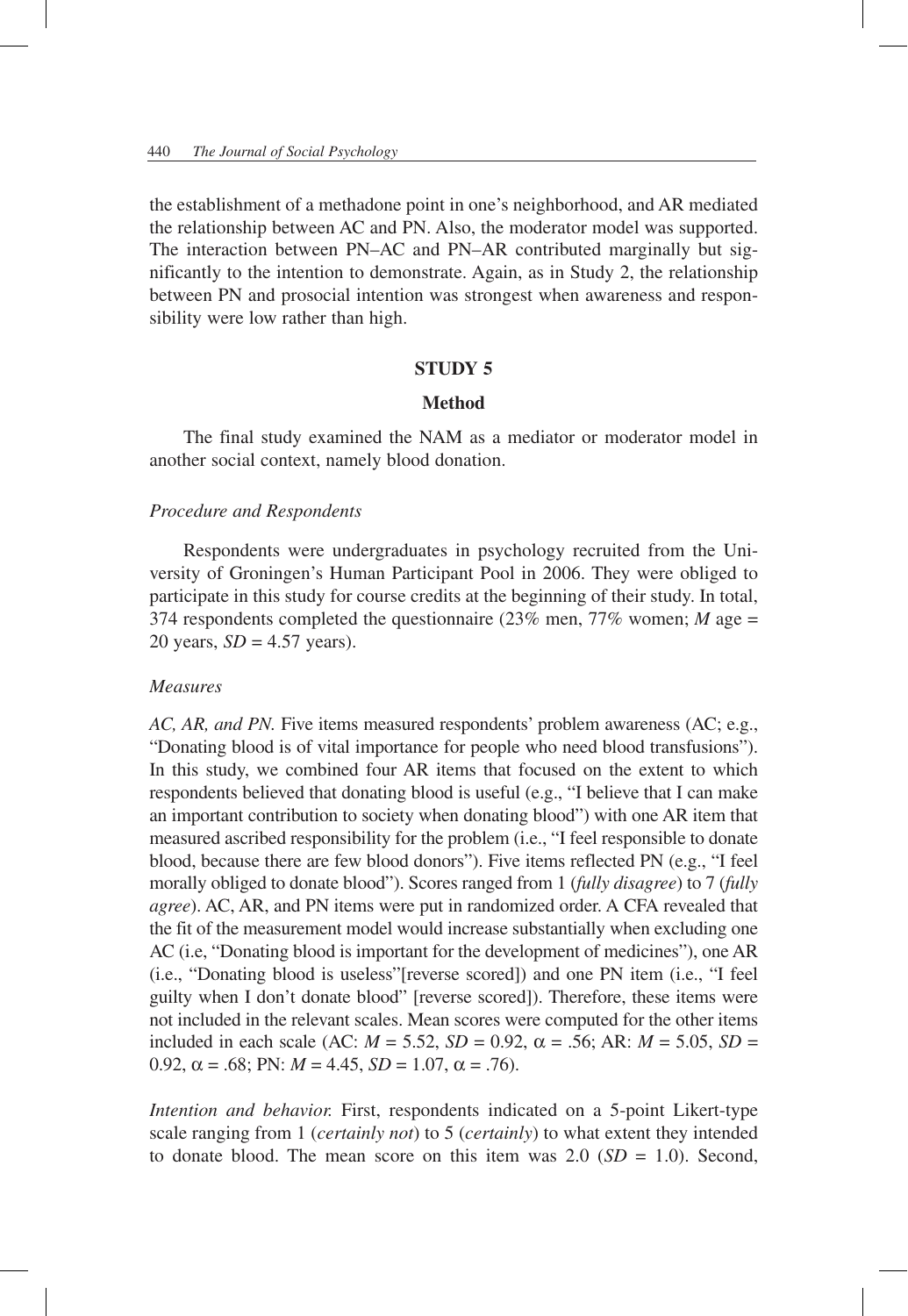the establishment of a methadone point in one's neighborhood, and AR mediated the relationship between AC and PN. Also, the moderator model was supported. The interaction between PN–AC and PN–AR contributed marginally but significantly to the intention to demonstrate. Again, as in Study 2, the relationship between PN and prosocial intention was strongest when awareness and responsibility were low rather than high.

## STUDY 5

### Method

The final study examined the NAM as a mediator or moderator model in another social context, namely blood donation.

#### *Procedure and Respondents*

Respondents were undergraduates in psychology recruited from the University of Groningen's Human Participant Pool in 2006. They were obliged to participate in this study for course credits at the beginning of their study. In total, 374 respondents completed the questionnaire (23% men, 77% women; $M$ age = 20 years, $SD$ = 4.57 years).

#### *Measures*

*AC, AR, and PN.* Five items measured respondents' problem awareness (AC; e.g., "Donating blood is of vital importance for people who need blood transfusions"). In this study, we combined four AR items that focused on the extent to which respondents believed that donating blood is useful (e.g., "I believe that I can make an important contribution to society when donating blood") with one AR item that measured ascribed responsibility for the problem (i.e., "I feel responsible to donate blood, because there are few blood donors"). Five items reflected PN (e.g., "I feel morally obliged to donate blood"). Scores ranged from 1 (*fully disagree*) to 7 (*fully agree*). AC, AR, and PN items were put in randomized order. A CFA revealed that the fit of the measurement model would increase substantially when excluding one AC (i.e, "Donating blood is important for the development of medicines"), one AR (i.e., "Donating blood is useless"[reverse scored]) and one PN item (i.e., "I feel guilty when I don't donate blood" [reverse scored]). Therefore, these items were not included in the relevant scales. Mean scores were computed for the other items included in each scale (AC: $M$ = 5.52, $SD$ = 0.92, $\alpha$ = .56; AR: $M$ = 5.05, $SD$ = 0.92, $\alpha$ = .68; PN: $M$ = 4.45, $SD$ = 1.07, $\alpha$ = .76).

*Intention and behavior.* First, respondents indicated on a 5-point Likert-type scale ranging from 1 (*certainly not*) to 5 (*certainly*) to what extent they intended to donate blood. The mean score on this item was 2.0 ($SD$ = 1.0). Second,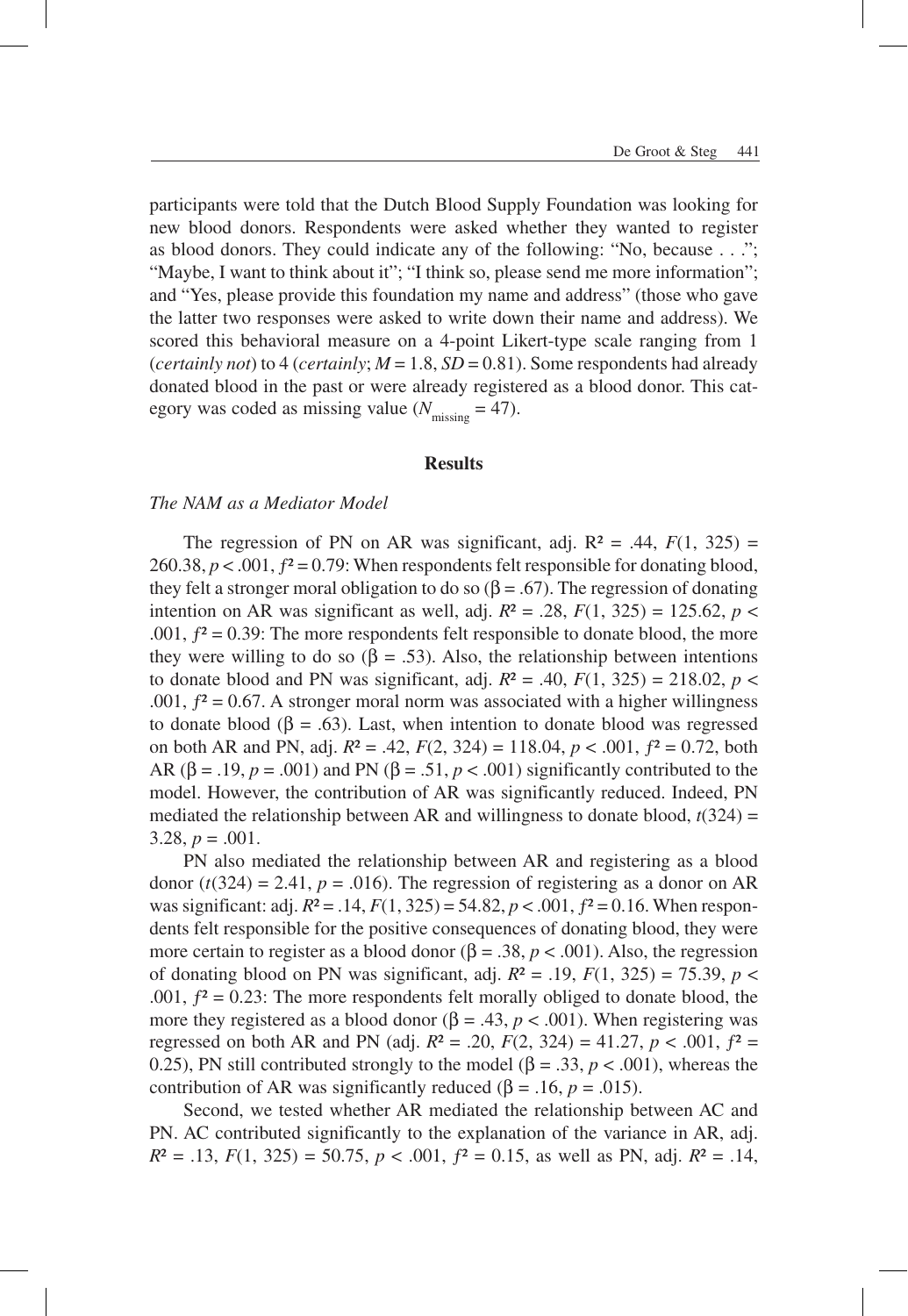participants were told that the Dutch Blood Supply Foundation was looking for new blood donors. Respondents were asked whether they wanted to register as blood donors. They could indicate any of the following: "No, because . . ."; "Maybe, I want to think about it"; "I think so, please send me more information"; and "Yes, please provide this foundation my name and address" (those who gave the latter two responses were asked to write down their name and address). We scored this behavioral measure on a 4-point Likert-type scale ranging from 1 (*certainly not*) to 4 (*certainly*; $M = 1.8$, $SD = 0.81$). Some respondents had already donated blood in the past or were already registered as a blood donor. This category was coded as missing value ($N_{\text{missing}} = 47$).

## Results

### *The NAM as a Mediator Model*

The regression of PN on AR was significant, adj. $R^2 = .44$, $F(1, 325) = 260.38$, $p < .001$, $f^2 = 0.79$: When respondents felt responsible for donating blood, they felt a stronger moral obligation to do so ($\beta = .67$). The regression of donating intention on AR was significant as well, adj. $R^2 = .28$, $F(1, 325) = 125.62$, $p < .001$, $f^2 = 0.39$: The more respondents felt responsible to donate blood, the more they were willing to do so ($\beta = .53$). Also, the relationship between intentions to donate blood and PN was significant, adj. $R^2 = .40$, $F(1, 325) = 218.02$, $p < .001$, $f^2 = 0.67$. A stronger moral norm was associated with a higher willingness to donate blood ($\beta = .63$). Last, when intention to donate blood was regressed on both AR and PN, adj. $R^2 = .42$, $F(2, 324) = 118.04$, $p < .001$, $f^2 = 0.72$, both AR ($\beta = .19$, $p = .001$) and PN ($\beta = .51$, $p < .001$) significantly contributed to the model. However, the contribution of AR was significantly reduced. Indeed, PN mediated the relationship between AR and willingness to donate blood, $t(324) = 3.28$, $p = .001$.

PN also mediated the relationship between AR and registering as a blood donor ($t(324) = 2.41$, $p = .016$). The regression of registering as a donor on AR was significant: adj. $R^2 = .14$, $F(1, 325) = 54.82$, $p < .001$, $f^2 = 0.16$. When respondents felt responsible for the positive consequences of donating blood, they were more certain to register as a blood donor ($\beta = .38$, $p < .001$). Also, the regression of donating blood on PN was significant, adj. $R^2 = .19$, $F(1, 325) = 75.39$, $p < .001$, $f^2 = 0.23$: The more respondents felt morally obliged to donate blood, the more they registered as a blood donor ($\beta = .43$, $p < .001$). When registering was regressed on both AR and PN (adj. $R^2 = .20$, $F(2, 324) = 41.27$, $p < .001$, $f^2 = 0.25$), PN still contributed strongly to the model ($\beta = .33$, $p < .001$), whereas the contribution of AR was significantly reduced ($\beta = .16$, $p = .015$).

Second, we tested whether AR mediated the relationship between AC and PN. AC contributed significantly to the explanation of the variance in AR, adj. $R^2 = .13$, $F(1, 325) = 50.75$, $p < .001$, $f^2 = 0.15$, as well as PN, adj. $R^2 = .14$,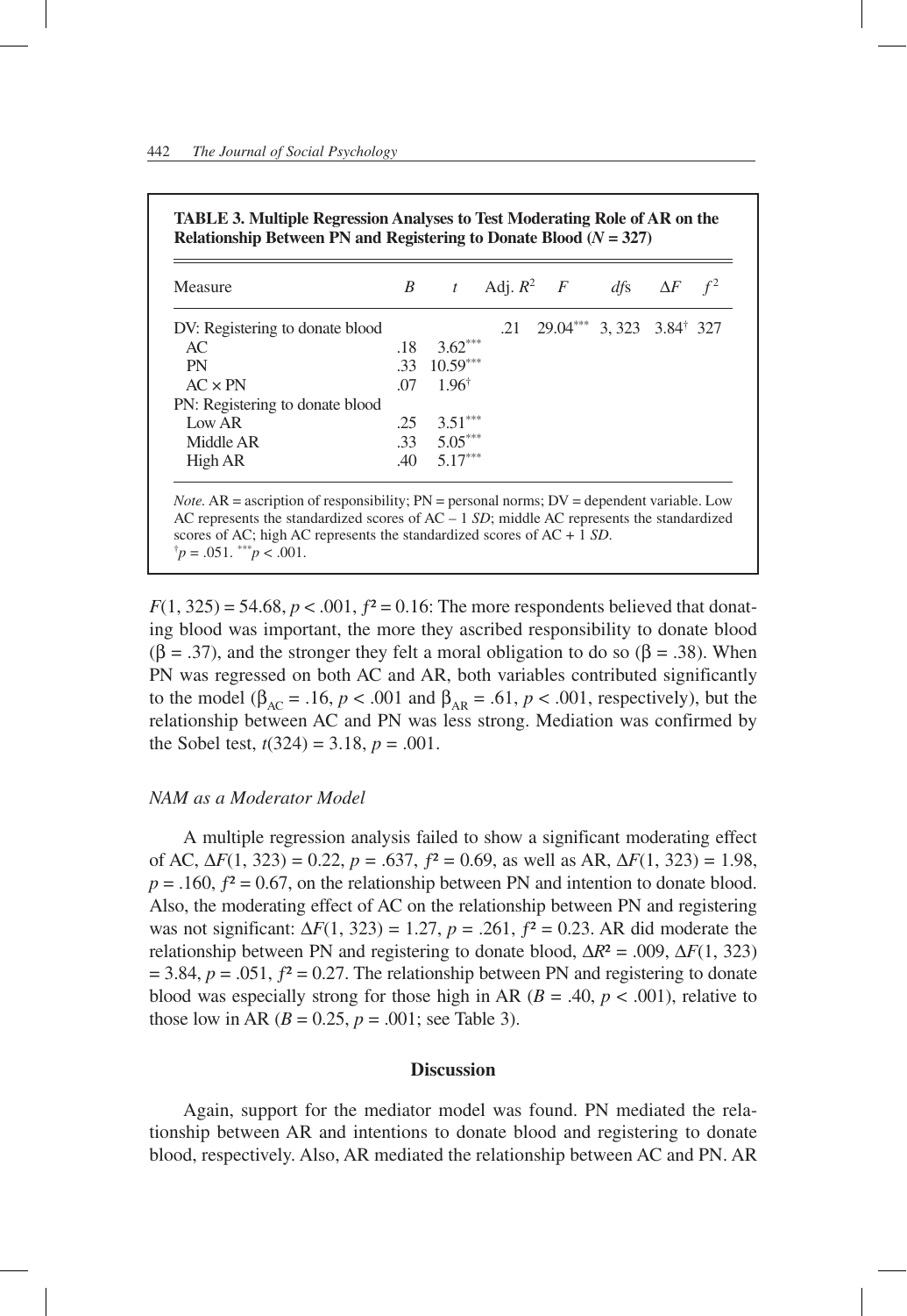**TABLE 3. Multiple Regression Analyses to Test Moderating Role of AR on the Relationship Between PN and Registering to Donate Blood ($N$ = 327)**

| Measure | $B$ | $t$ | Adj. $R^2$ | $F$ | $df$s | $\Delta F$ | $f^2$ |
|---|---|---|---|---|---|---|---|
| DV: Registering to donate blood | | | .21 | 29.04*** | 3, 323 | 3.84† | 327 |
| AC | .18 | 3.62*** | | | | | |
| PN | .33 | 10.59*** | | | | | |
| AC × PN | .07 | 1.96† | | | | | |
| PN: Registering to donate blood | | | | | | | |
| Low AR | .25 | 3.51*** | | | | | |
| Middle AR | .33 | 5.05*** | | | | | |
| High AR | .40 | 5.17*** | | | | | |

*Note.* AR = ascription of responsibility; PN = personal norms; DV = dependent variable. Low AC represents the standardized scores of AC – 1 *SD*; middle AC represents the standardized scores of AC; high AC represents the standardized scores of AC + 1 *SD*.
†$p$ = .051. ***$p$ < .001.

$F(1, 325) = 54.68$, $p < .001$, $f^2 = 0.16$: The more respondents believed that donating blood was important, the more they ascribed responsibility to donate blood ($\beta = .37$), and the stronger they felt a moral obligation to do so ($\beta = .38$). When PN was regressed on both AC and AR, both variables contributed significantly to the model ($\beta_{AC} = .16$, $p < .001$ and $\beta_{AR} = .61$, $p < .001$, respectively), but the relationship between AC and PN was less strong. Mediation was confirmed by the Sobel test, $t(324) = 3.18$, $p = .001$.

### *NAM as a Moderator Model*

A multiple regression analysis failed to show a significant moderating effect of AC, $\Delta F(1, 323) = 0.22$, $p = .637$, $f^2 = 0.69$, as well as AR, $\Delta F(1, 323) = 1.98$, $p = .160$, $f^2 = 0.67$, on the relationship between PN and intention to donate blood. Also, the moderating effect of AC on the relationship between PN and registering was not significant: $\Delta F(1, 323) = 1.27$, $p = .261$, $f^2 = 0.23$. AR did moderate the relationship between PN and registering to donate blood, $\Delta R^2 = .009$, $\Delta F(1, 323) = 3.84$, $p = .051$, $f^2 = 0.27$. The relationship between PN and registering to donate blood was especially strong for those high in AR ($B = .40$, $p < .001$), relative to those low in AR ($B = 0.25$, $p = .001$; see Table 3).

## Discussion

Again, support for the mediator model was found. PN mediated the relationship between AR and intentions to donate blood and registering to donate blood, respectively. Also, AR mediated the relationship between AC and PN. AR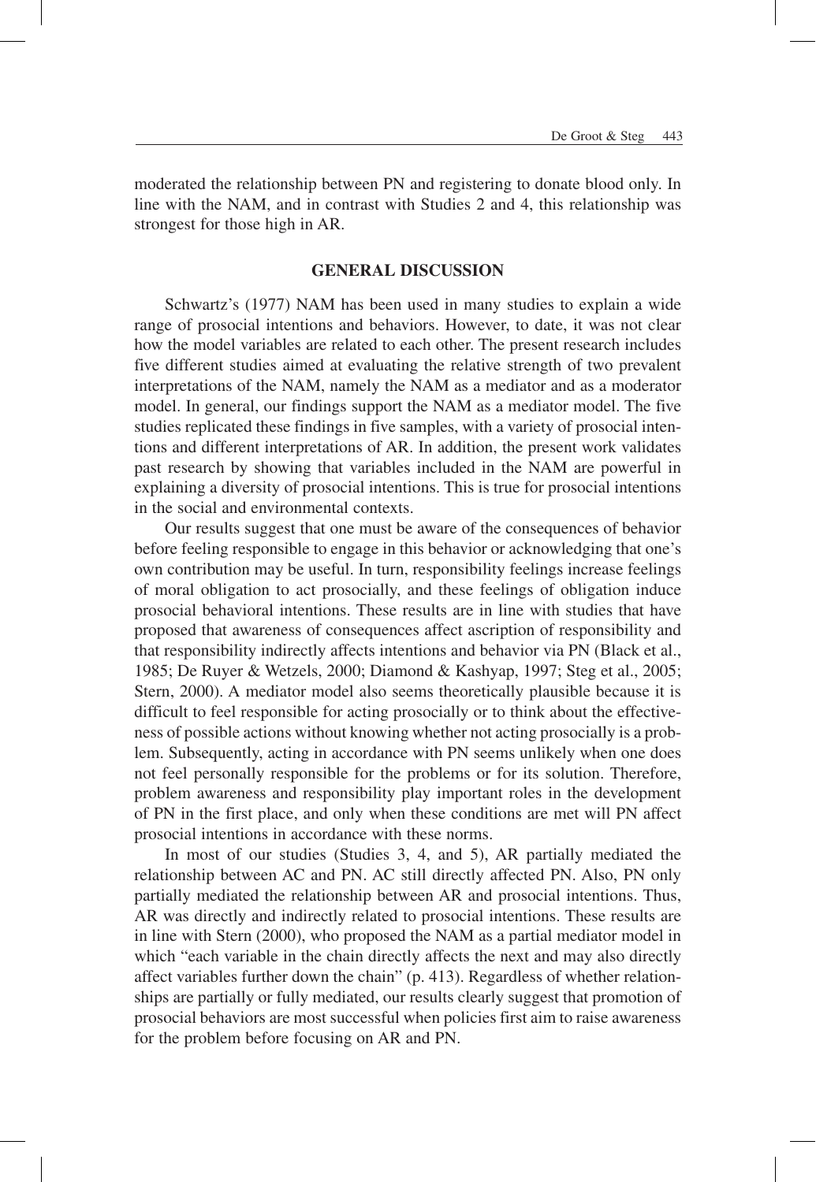moderated the relationship between PN and registering to donate blood only. In line with the NAM, and in contrast with Studies 2 and 4, this relationship was strongest for those high in AR.

## GENERAL DISCUSSION

Schwartz's (1977) NAM has been used in many studies to explain a wide range of prosocial intentions and behaviors. However, to date, it was not clear how the model variables are related to each other. The present research includes five different studies aimed at evaluating the relative strength of two prevalent interpretations of the NAM, namely the NAM as a mediator and as a moderator model. In general, our findings support the NAM as a mediator model. The five studies replicated these findings in five samples, with a variety of prosocial intentions and different interpretations of AR. In addition, the present work validates past research by showing that variables included in the NAM are powerful in explaining a diversity of prosocial intentions. This is true for prosocial intentions in the social and environmental contexts.

Our results suggest that one must be aware of the consequences of behavior before feeling responsible to engage in this behavior or acknowledging that one's own contribution may be useful. In turn, responsibility feelings increase feelings of moral obligation to act prosocially, and these feelings of obligation induce prosocial behavioral intentions. These results are in line with studies that have proposed that awareness of consequences affect ascription of responsibility and that responsibility indirectly affects intentions and behavior via PN (Black et al., 1985; De Ruyer & Wetzels, 2000; Diamond & Kashyap, 1997; Steg et al., 2005; Stern, 2000). A mediator model also seems theoretically plausible because it is difficult to feel responsible for acting prosocially or to think about the effectiveness of possible actions without knowing whether not acting prosocially is a problem. Subsequently, acting in accordance with PN seems unlikely when one does not feel personally responsible for the problems or for its solution. Therefore, problem awareness and responsibility play important roles in the development of PN in the first place, and only when these conditions are met will PN affect prosocial intentions in accordance with these norms.

In most of our studies (Studies 3, 4, and 5), AR partially mediated the relationship between AC and PN. AC still directly affected PN. Also, PN only partially mediated the relationship between AR and prosocial intentions. Thus, AR was directly and indirectly related to prosocial intentions. These results are in line with Stern (2000), who proposed the NAM as a partial mediator model in which "each variable in the chain directly affects the next and may also directly affect variables further down the chain" (p. 413). Regardless of whether relationships are partially or fully mediated, our results clearly suggest that promotion of prosocial behaviors are most successful when policies first aim to raise awareness for the problem before focusing on AR and PN.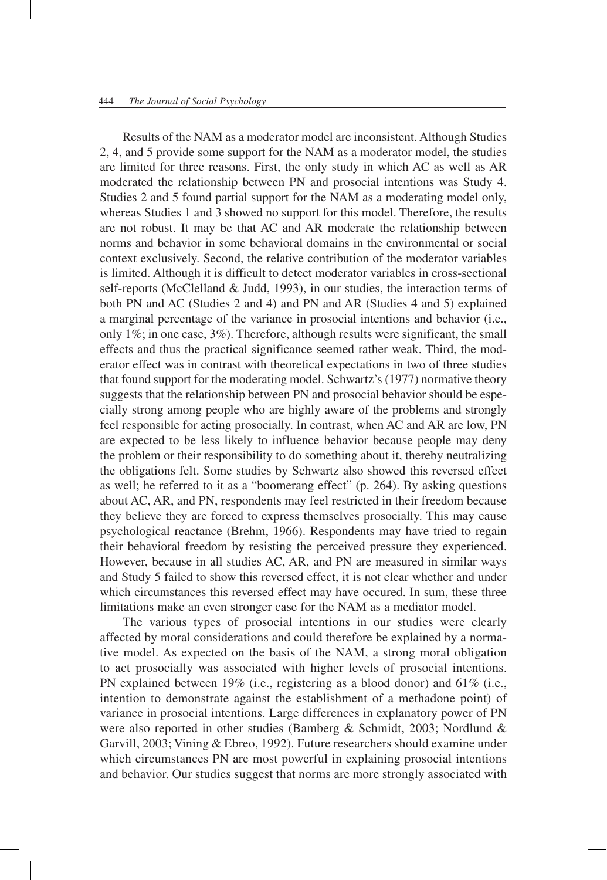Results of the NAM as a moderator model are inconsistent. Although Studies 2, 4, and 5 provide some support for the NAM as a moderator model, the studies are limited for three reasons. First, the only study in which AC as well as AR moderated the relationship between PN and prosocial intentions was Study 4. Studies 2 and 5 found partial support for the NAM as a moderating model only, whereas Studies 1 and 3 showed no support for this model. Therefore, the results are not robust. It may be that AC and AR moderate the relationship between norms and behavior in some behavioral domains in the environmental or social context exclusively. Second, the relative contribution of the moderator variables is limited. Although it is difficult to detect moderator variables in cross-sectional self-reports (McClelland & Judd, 1993), in our studies, the interaction terms of both PN and AC (Studies 2 and 4) and PN and AR (Studies 4 and 5) explained a marginal percentage of the variance in prosocial intentions and behavior (i.e., only 1%; in one case, 3%). Therefore, although results were significant, the small effects and thus the practical significance seemed rather weak. Third, the moderator effect was in contrast with theoretical expectations in two of three studies that found support for the moderating model. Schwartz's (1977) normative theory suggests that the relationship between PN and prosocial behavior should be especially strong among people who are highly aware of the problems and strongly feel responsible for acting prosocially. In contrast, when AC and AR are low, PN are expected to be less likely to influence behavior because people may deny the problem or their responsibility to do something about it, thereby neutralizing the obligations felt. Some studies by Schwartz also showed this reversed effect as well; he referred to it as a "boomerang effect" (p. 264). By asking questions about AC, AR, and PN, respondents may feel restricted in their freedom because they believe they are forced to express themselves prosocially. This may cause psychological reactance (Brehm, 1966). Respondents may have tried to regain their behavioral freedom by resisting the perceived pressure they experienced. However, because in all studies AC, AR, and PN are measured in similar ways and Study 5 failed to show this reversed effect, it is not clear whether and under which circumstances this reversed effect may have occured. In sum, these three limitations make an even stronger case for the NAM as a mediator model.

The various types of prosocial intentions in our studies were clearly affected by moral considerations and could therefore be explained by a normative model. As expected on the basis of the NAM, a strong moral obligation to act prosocially was associated with higher levels of prosocial intentions. PN explained between 19% (i.e., registering as a blood donor) and 61% (i.e., intention to demonstrate against the establishment of a methadone point) of variance in prosocial intentions. Large differences in explanatory power of PN were also reported in other studies (Bamberg & Schmidt, 2003; Nordlund & Garvill, 2003; Vining & Ebreo, 1992). Future researchers should examine under which circumstances PN are most powerful in explaining prosocial intentions and behavior. Our studies suggest that norms are more strongly associated with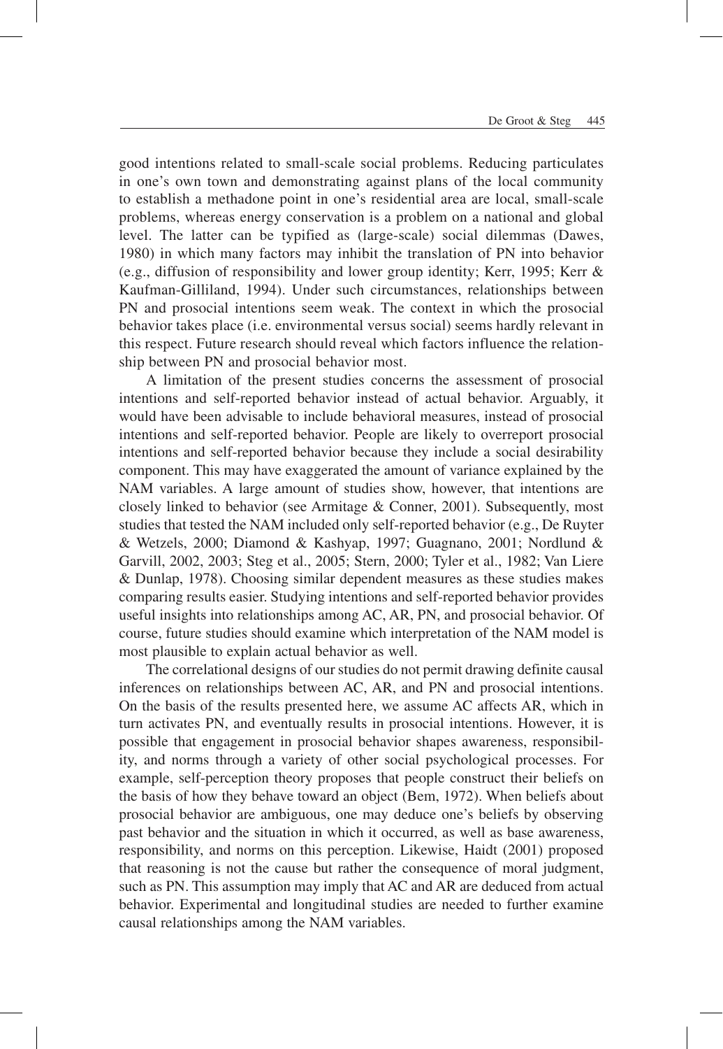good intentions related to small-scale social problems. Reducing particulates in one's own town and demonstrating against plans of the local community to establish a methadone point in one's residential area are local, small-scale problems, whereas energy conservation is a problem on a national and global level. The latter can be typified as (large-scale) social dilemmas (Dawes, 1980) in which many factors may inhibit the translation of PN into behavior (e.g., diffusion of responsibility and lower group identity; Kerr, 1995; Kerr & Kaufman-Gilliland, 1994). Under such circumstances, relationships between PN and prosocial intentions seem weak. The context in which the prosocial behavior takes place (i.e. environmental versus social) seems hardly relevant in this respect. Future research should reveal which factors influence the relationship between PN and prosocial behavior most.

A limitation of the present studies concerns the assessment of prosocial intentions and self-reported behavior instead of actual behavior. Arguably, it would have been advisable to include behavioral measures, instead of prosocial intentions and self-reported behavior. People are likely to overreport prosocial intentions and self-reported behavior because they include a social desirability component. This may have exaggerated the amount of variance explained by the NAM variables. A large amount of studies show, however, that intentions are closely linked to behavior (see Armitage & Conner, 2001). Subsequently, most studies that tested the NAM included only self-reported behavior (e.g., De Ruyter & Wetzels, 2000; Diamond & Kashyap, 1997; Guagnano, 2001; Nordlund & Garvill, 2002, 2003; Steg et al., 2005; Stern, 2000; Tyler et al., 1982; Van Liere & Dunlap, 1978). Choosing similar dependent measures as these studies makes comparing results easier. Studying intentions and self-reported behavior provides useful insights into relationships among AC, AR, PN, and prosocial behavior. Of course, future studies should examine which interpretation of the NAM model is most plausible to explain actual behavior as well.

The correlational designs of our studies do not permit drawing definite causal inferences on relationships between AC, AR, and PN and prosocial intentions. On the basis of the results presented here, we assume AC affects AR, which in turn activates PN, and eventually results in prosocial intentions. However, it is possible that engagement in prosocial behavior shapes awareness, responsibility, and norms through a variety of other social psychological processes. For example, self-perception theory proposes that people construct their beliefs on the basis of how they behave toward an object (Bem, 1972). When beliefs about prosocial behavior are ambiguous, one may deduce one's beliefs by observing past behavior and the situation in which it occurred, as well as base awareness, responsibility, and norms on this perception. Likewise, Haidt (2001) proposed that reasoning is not the cause but rather the consequence of moral judgment, such as PN. This assumption may imply that AC and AR are deduced from actual behavior. Experimental and longitudinal studies are needed to further examine causal relationships among the NAM variables.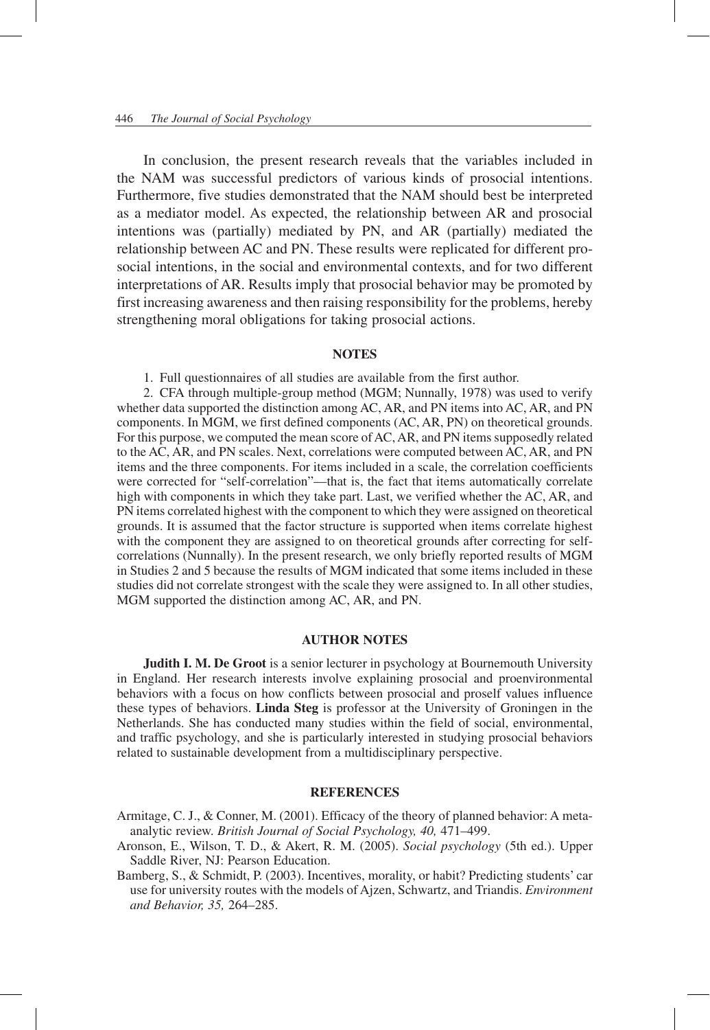In conclusion, the present research reveals that the variables included in the NAM was successful predictors of various kinds of prosocial intentions. Furthermore, five studies demonstrated that the NAM should best be interpreted as a mediator model. As expected, the relationship between AR and prosocial intentions was (partially) mediated by PN, and AR (partially) mediated the relationship between AC and PN. These results were replicated for different prosocial intentions, in the social and environmental contexts, and for two different interpretations of AR. Results imply that prosocial behavior may be promoted by first increasing awareness and then raising responsibility for the problems, hereby strengthening moral obligations for taking prosocial actions.

## NOTES

1. Full questionnaires of all studies are available from the first author.

2. CFA through multiple-group method (MGM; Nunnally, 1978) was used to verify whether data supported the distinction among AC, AR, and PN items into AC, AR, and PN components. In MGM, we first defined components (AC, AR, PN) on theoretical grounds. For this purpose, we computed the mean score of AC, AR, and PN items supposedly related to the AC, AR, and PN scales. Next, correlations were computed between AC, AR, and PN items and the three components. For items included in a scale, the correlation coefficients were corrected for "self-correlation"—that is, the fact that items automatically correlate high with components in which they take part. Last, we verified whether the AC, AR, and PN items correlated highest with the component to which they were assigned on theoretical grounds. It is assumed that the factor structure is supported when items correlate highest with the component they are assigned to on theoretical grounds after correcting for self-correlations (Nunnally). In the present research, we only briefly reported results of MGM in Studies 2 and 5 because the results of MGM indicated that some items included in these studies did not correlate strongest with the scale they were assigned to. In all other studies, MGM supported the distinction among AC, AR, and PN.

## AUTHOR NOTES

**Judith I. M. De Groot** is a senior lecturer in psychology at Bournemouth University in England. Her research interests involve explaining prosocial and proenvironmental behaviors with a focus on how conflicts between prosocial and proself values influence these types of behaviors. **Linda Steg** is professor at the University of Groningen in the Netherlands. She has conducted many studies within the field of social, environmental, and traffic psychology, and she is particularly interested in studying prosocial behaviors related to sustainable development from a multidisciplinary perspective.

## REFERENCES

Armitage, C. J., & Conner, M. (2001). Efficacy of the theory of planned behavior: A meta-analytic review. *British Journal of Social Psychology, 40,* 471–499.

Aronson, E., Wilson, T. D., & Akert, R. M. (2005). *Social psychology* (5th ed.). Upper Saddle River, NJ: Pearson Education.

Bamberg, S., & Schmidt, P. (2003). Incentives, morality, or habit? Predicting students' car use for university routes with the models of Ajzen, Schwartz, and Triandis. *Environment and Behavior, 35,* 264–285.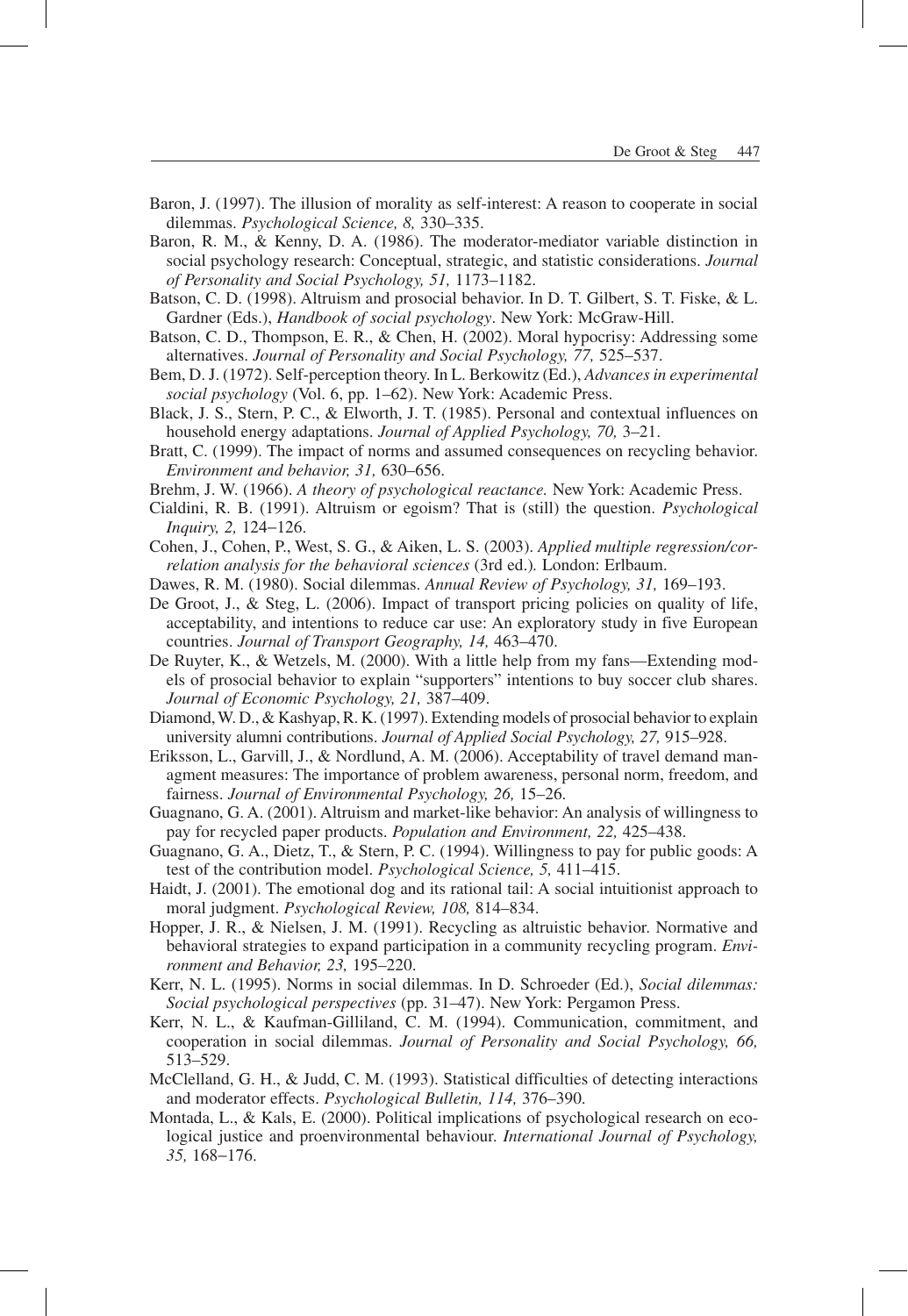Baron, J. (1997). The illusion of morality as self-interest: A reason to cooperate in social dilemmas. *Psychological Science, 8,* 330–335.

Baron, R. M., & Kenny, D. A. (1986). The moderator-mediator variable distinction in social psychology research: Conceptual, strategic, and statistic considerations. *Journal of Personality and Social Psychology, 51,* 1173–1182.

Batson, C. D. (1998). Altruism and prosocial behavior. In D. T. Gilbert, S. T. Fiske, & L. Gardner (Eds.), *Handbook of social psychology*. New York: McGraw-Hill.

Batson, C. D., Thompson, E. R., & Chen, H. (2002). Moral hypocrisy: Addressing some alternatives. *Journal of Personality and Social Psychology, 77,* 525–537.

Bem, D. J. (1972). Self-perception theory. In L. Berkowitz (Ed.), *Advances in experimental social psychology* (Vol. 6, pp. 1–62). New York: Academic Press.

Black, J. S., Stern, P. C., & Elworth, J. T. (1985). Personal and contextual influences on household energy adaptations. *Journal of Applied Psychology, 70,* 3–21.

Bratt, C. (1999). The impact of norms and assumed consequences on recycling behavior. *Environment and behavior, 31,* 630–656.

Brehm, J. W. (1966). *A theory of psychological reactance.* New York: Academic Press.

Cialdini, R. B. (1991). Altruism or egoism? That is (still) the question. *Psychological Inquiry, 2,* 124–126.

Cohen, J., Cohen, P., West, S. G., & Aiken, L. S. (2003). *Applied multiple regression/correlation analysis for the behavioral sciences* (3rd ed.)*.* London: Erlbaum.

Dawes, R. M. (1980). Social dilemmas. *Annual Review of Psychology, 31,* 169–193.

De Groot, J., & Steg, L. (2006). Impact of transport pricing policies on quality of life, acceptability, and intentions to reduce car use: An exploratory study in five European countries. *Journal of Transport Geography, 14,* 463–470.

De Ruyter, K., & Wetzels, M. (2000). With a little help from my fans—Extending models of prosocial behavior to explain "supporters" intentions to buy soccer club shares. *Journal of Economic Psychology, 21,* 387–409.

Diamond, W. D., & Kashyap, R. K. (1997). Extending models of prosocial behavior to explain university alumni contributions. *Journal of Applied Social Psychology, 27,* 915–928.

Eriksson, L., Garvill, J., & Nordlund, A. M. (2006). Acceptability of travel demand managment measures: The importance of problem awareness, personal norm, freedom, and fairness. *Journal of Environmental Psychology, 26,* 15–26.

Guagnano, G. A. (2001). Altruism and market-like behavior: An analysis of willingness to pay for recycled paper products. *Population and Environment, 22,* 425–438.

Guagnano, G. A., Dietz, T., & Stern, P. C. (1994). Willingness to pay for public goods: A test of the contribution model. *Psychological Science, 5,* 411–415.

Haidt, J. (2001). The emotional dog and its rational tail: A social intuitionist approach to moral judgment. *Psychological Review, 108,* 814–834.

Hopper, J. R., & Nielsen, J. M. (1991). Recycling as altruistic behavior. Normative and behavioral strategies to expand participation in a community recycling program. *Environment and Behavior, 23,* 195–220.

Kerr, N. L. (1995). Norms in social dilemmas. In D. Schroeder (Ed.), *Social dilemmas: Social psychological perspectives* (pp. 31–47). New York: Pergamon Press.

Kerr, N. L., & Kaufman-Gilliland, C. M. (1994). Communication, commitment, and cooperation in social dilemmas. *Journal of Personality and Social Psychology, 66,* 513–529.

McClelland, G. H., & Judd, C. M. (1993). Statistical difficulties of detecting interactions and moderator effects. *Psychological Bulletin, 114,* 376–390.

Montada, L., & Kals, E. (2000). Political implications of psychological research on ecological justice and proenvironmental behaviour. *International Journal of Psychology, 35,* 168–176.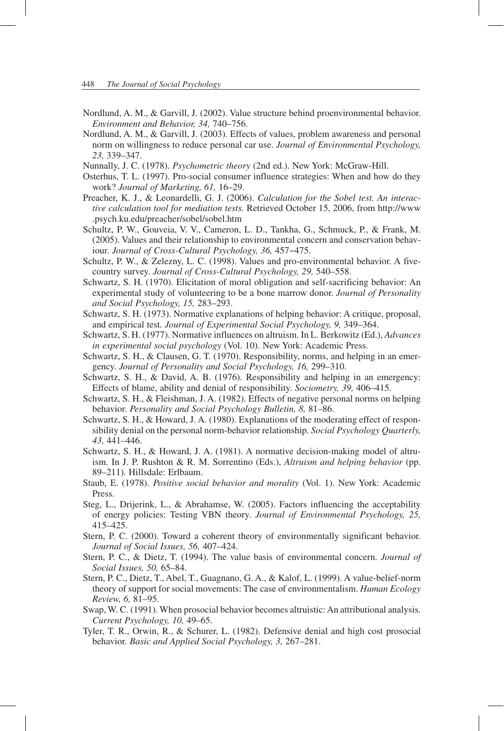Nordlund, A. M., & Garvill, J. (2002). Value structure behind proenvironmental behavior. *Environment and Behavior, 34,* 740–756.

Nordlund, A. M., & Garvill, J. (2003). Effects of values, problem awareness and personal norm on willingness to reduce personal car use. *Journal of Environmental Psychology, 23,* 339–347.

Nunnally, J. C. (1978). *Psychometric theory* (2nd ed.). New York: McGraw-Hill.

Osterhus, T. L. (1997). Pro-social consumer influence strategies: When and how do they work? *Journal of Marketing, 61,* 16–29.

Preacher, K. J., & Leonardelli, G. J. (2006). *Calculation for the Sobel test. An interactive calculation tool for mediation tests.* Retrieved October 15, 2006, from http://www.psych.ku.edu/preacher/sobel/sobel.htm

Schultz, P. W., Gouveia, V. V., Cameron, L. D., Tankha, G., Schmuck, P., & Frank, M. (2005). Values and their relationship to environmental concern and conservation behaviour. *Journal of Cross-Cultural Psychology, 36,* 457–475.

Schultz, P. W., & Zelezny, L. C. (1998). Values and pro-environmental behavior. A five-country survey. *Journal of Cross-Cultural Psychology, 29,* 540–558.

Schwartz, S. H. (1970). Elicitation of moral obligation and self-sacrificing behavior: An experimental study of volunteering to be a bone marrow donor. *Journal of Personality and Social Psychology, 15,* 283–293.

Schwartz, S. H. (1973). Normative explanations of helping behavior: A critique, proposal, and empirical test. *Journal of Experimental Social Psychology, 9,* 349–364.

Schwartz, S. H. (1977). Normative influences on altruism. In L. Berkowitz (Ed.), *Advances in experimental social psychology* (Vol. 10). New York: Academic Press.

Schwartz, S. H., & Clausen, G. T. (1970). Responsibility, norms, and helping in an emergency. *Journal of Personality and Social Psychology, 16,* 299–310.

Schwartz, S. H., & David, A. B. (1976). Responsibility and helping in an emergency: Effects of blame, ability and denial of responsibility. *Sociometry, 39,* 406–415.

Schwartz, S. H., & Fleishman, J. A. (1982). Effects of negative personal norms on helping behavior. *Personality and Social Psychology Bulletin, 8,* 81–86.

Schwartz, S. H., & Howard, J. A. (1980). Explanations of the moderating effect of responsibility denial on the personal norm-behavior relationship. *Social Psychology Quarterly, 43,* 441–446.

Schwartz, S. H., & Howard, J. A. (1981). A normative decision-making model of altruism. In J. P. Rushton & R. M. Sorrentino (Eds.), *Altruism and helping behavior* (pp. 89–211). Hillsdale: Erlbaum.

Staub, E. (1978). *Positive social behavior and morality* (Vol. 1). New York: Academic Press.

Steg, L., Drijerink, L., & Abrahamse, W. (2005). Factors influencing the acceptability of energy policies: Testing VBN theory. *Journal of Environmental Psychology, 25,* 415–425.

Stern, P. C. (2000). Toward a coherent theory of environmentally significant behavior. *Journal of Social Issues, 56,* 407–424.

Stern, P. C., & Dietz, T. (1994). The value basis of environmental concern. *Journal of Social Issues, 50,* 65–84.

Stern, P. C., Dietz, T., Abel, T., Guagnano, G. A., & Kalof, L. (1999). A value-belief-norm theory of support for social movements: The case of environmentalism. *Human Ecology Review, 6,* 81–95.

Swap, W. C. (1991). When prosocial behavior becomes altruistic: An attributional analysis. *Current Psychology, 10,* 49–65.

Tyler, T. R., Orwin, R., & Schurer, L. (1982). Defensive denial and high cost prosocial behavior. *Basic and Applied Social Psychology, 3,* 267–281.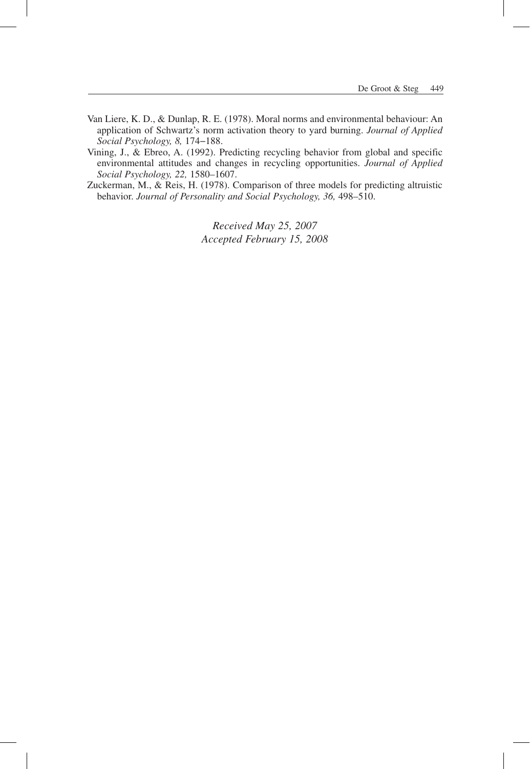Van Liere, K. D., & Dunlap, R. E. (1978). Moral norms and environmental behaviour: An application of Schwartz's norm activation theory to yard burning. *Journal of Applied Social Psychology, 8,* 174–188.

Vining, J., & Ebreo, A. (1992). Predicting recycling behavior from global and specific environmental attitudes and changes in recycling opportunities. *Journal of Applied Social Psychology, 22,* 1580–1607.

Zuckerman, M., & Reis, H. (1978). Comparison of three models for predicting altruistic behavior. *Journal of Personality and Social Psychology, 36,* 498–510.

*Received May 25, 2007*
*Accepted February 15, 2008*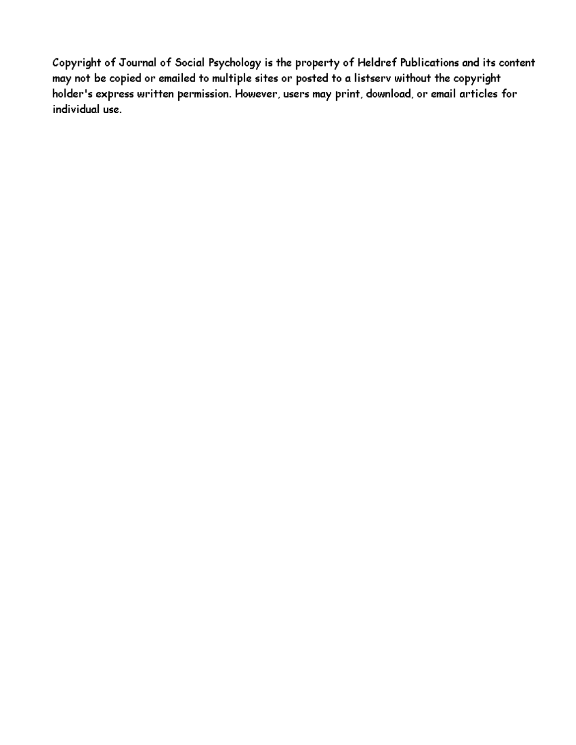Copyright of Journal of Social Psychology is the property of Heldref Publications and its content may not be copied or emailed to multiple sites or posted to a listserv without the copyright holder's express written permission. However, users may print, download, or email articles for individual use.